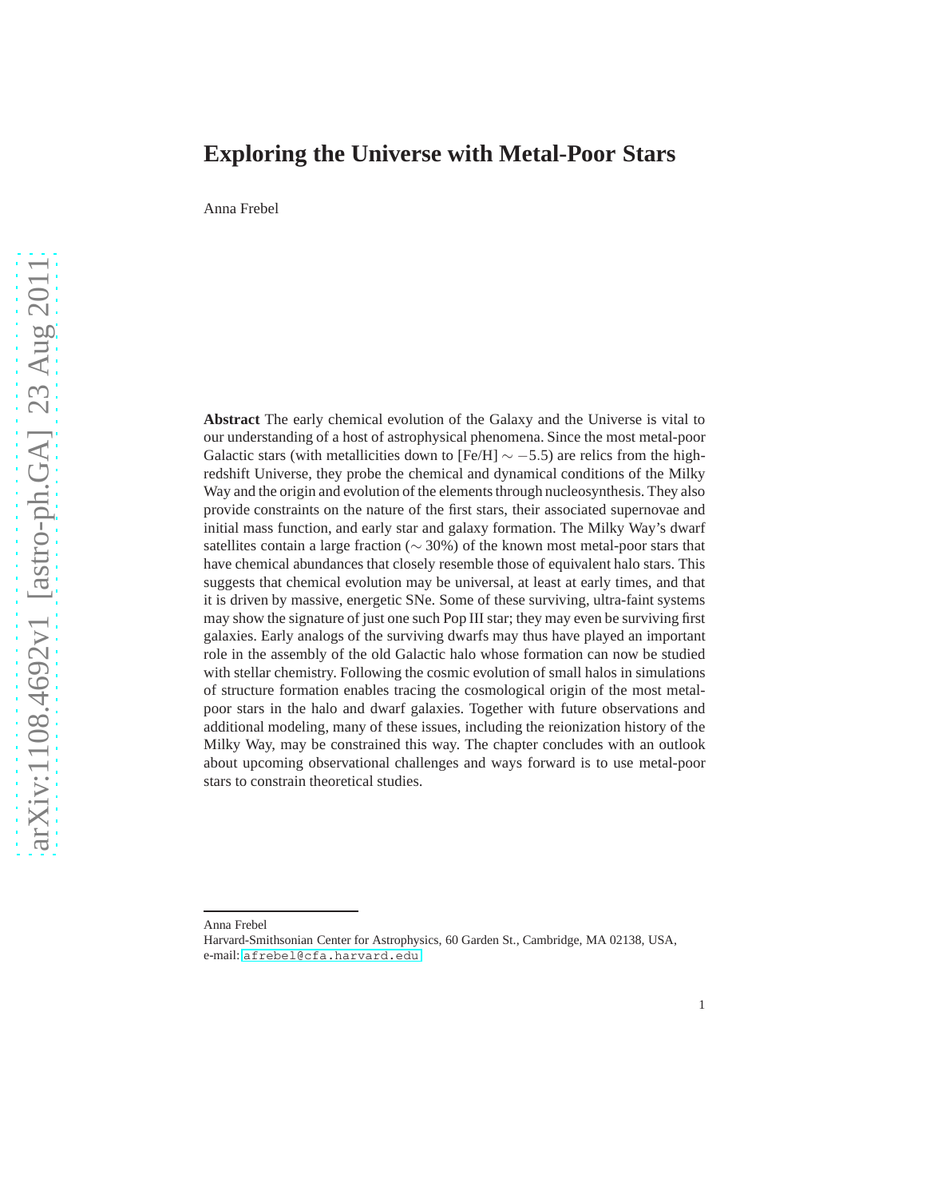# Exploring the Universe with Metal-Poor Stars

Anna Frebel

**Abstract** The early chemical evolution of the Galaxy and the Universe is vital to our understanding of a host of astrophysical phenomena. Since the most metal-poor Galactic stars (with metallicities down to [Fe/H] $\sim -5.5$) are relics from the high-redshift Universe, they probe the chemical and dynamical conditions of the Milky Way and the origin and evolution of the elements through nucleosynthesis. They also provide constraints on the nature of the first stars, their associated supernovae and initial mass function, and early star and galaxy formation. The Milky Way's dwarf satellites contain a large fraction ($\sim 30\%$) of the known most metal-poor stars that have chemical abundances that closely resemble those of equivalent halo stars. This suggests that chemical evolution may be universal, at least at early times, and that it is driven by massive, energetic SNe. Some of these surviving, ultra-faint systems may show the signature of just one such Pop III star; they may even be surviving first galaxies. Early analogs of the surviving dwarfs may thus have played an important role in the assembly of the old Galactic halo whose formation can now be studied with stellar chemistry. Following the cosmic evolution of small halos in simulations of structure formation enables tracing the cosmological origin of the most metal-poor stars in the halo and dwarf galaxies. Together with future observations and additional modeling, many of these issues, including the reionization history of the Milky Way, may be constrained this way. The chapter concludes with an outlook about upcoming observational challenges and ways forward is to use metal-poor stars to constrain theoretical studies.

---

Anna Frebel
Harvard-Smithsonian Center for Astrophysics, 60 Garden St., Cambridge, MA 02138, USA,
e-mail: afrebel@cfa.harvard.edu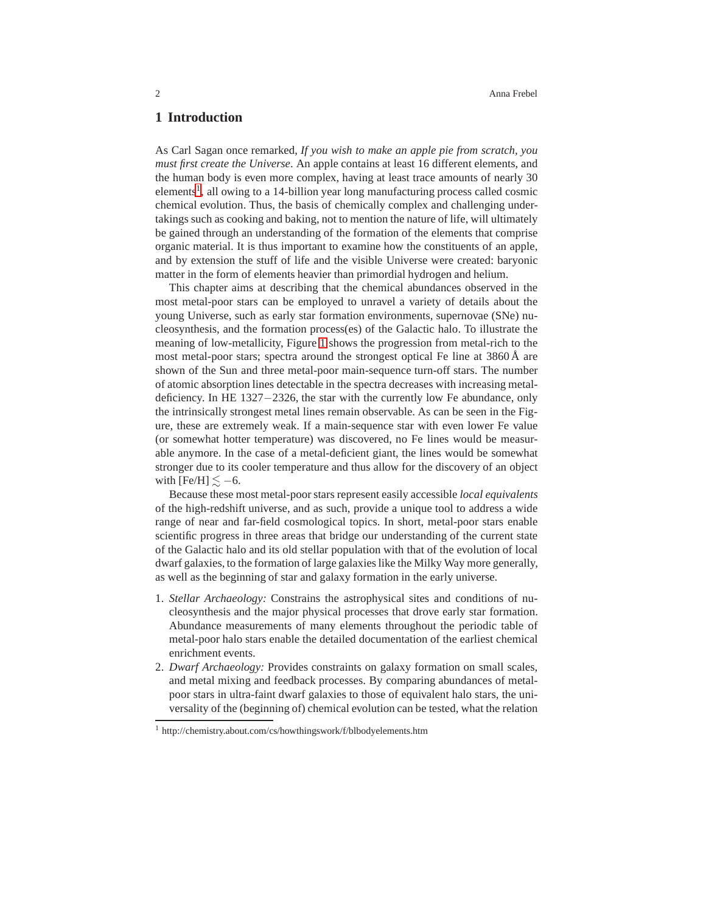# 1 Introduction

As Carl Sagan once remarked, *If you wish to make an apple pie from scratch, you must first create the Universe*. An apple contains at least 16 different elements, and the human body is even more complex, having at least trace amounts of nearly 30 elements[1], all owing to a 14-billion year long manufacturing process called cosmic chemical evolution. Thus, the basis of chemically complex and challenging undertakings such as cooking and baking, not to mention the nature of life, will ultimately be gained through an understanding of the formation of the elements that comprise organic material. It is thus important to examine how the constituents of an apple, and by extension the stuff of life and the visible Universe were created: baryonic matter in the form of elements heavier than primordial hydrogen and helium.

This chapter aims at describing that the chemical abundances observed in the most metal-poor stars can be employed to unravel a variety of details about the young Universe, such as early star formation environments, supernovae (SNe) nucleosynthesis, and the formation process(es) of the Galactic halo. To illustrate the meaning of low-metallicity, Figure 1 shows the progression from metal-rich to the most metal-poor stars; spectra around the strongest optical Fe line at 3860 Å are shown of the Sun and three metal-poor main-sequence turn-off stars. The number of atomic absorption lines detectable in the spectra decreases with increasing metal-deficiency. In HE 1327−2326, the star with the currently low Fe abundance, only the intrinsically strongest metal lines remain observable. As can be seen in the Figure, these are extremely weak. If a main-sequence star with even lower Fe value (or somewhat hotter temperature) was discovered, no Fe lines would be measurable anymore. In the case of a metal-deficient giant, the lines would be somewhat stronger due to its cooler temperature and thus allow for the discovery of an object with [Fe/H] $\lesssim -6$.

Because these most metal-poor stars represent easily accessible *local equivalents* of the high-redshift universe, and as such, provide a unique tool to address a wide range of near and far-field cosmological topics. In short, metal-poor stars enable scientific progress in three areas that bridge our understanding of the current state of the Galactic halo and its old stellar population with that of the evolution of local dwarf galaxies, to the formation of large galaxies like the Milky Way more generally, as well as the beginning of star and galaxy formation in the early universe.

1. *Stellar Archaeology:* Constrains the astrophysical sites and conditions of nucleosynthesis and the major physical processes that drove early star formation. Abundance measurements of many elements throughout the periodic table of metal-poor halo stars enable the detailed documentation of the earliest chemical enrichment events.
2. *Dwarf Archaeology:* Provides constraints on galaxy formation on small scales, and metal mixing and feedback processes. By comparing abundances of metal-poor stars in ultra-faint dwarf galaxies to those of equivalent halo stars, the universality of the (beginning of) chemical evolution can be tested, what the relation

[1] http://chemistry.about.com/cs/howthingswork/f/blbodyelements.htm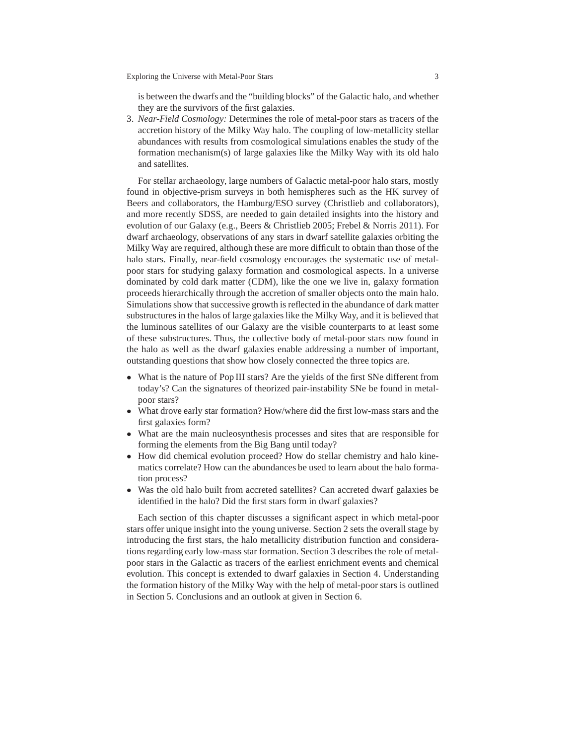is between the dwarfs and the "building blocks" of the Galactic halo, and whether they are the survivors of the first galaxies.

3. *Near-Field Cosmology:* Determines the role of metal-poor stars as tracers of the accretion history of the Milky Way halo. The coupling of low-metallicity stellar abundances with results from cosmological simulations enables the study of the formation mechanism(s) of large galaxies like the Milky Way with its old halo and satellites.

For stellar archaeology, large numbers of Galactic metal-poor halo stars, mostly found in objective-prism surveys in both hemispheres such as the HK survey of Beers and collaborators, the Hamburg/ESO survey (Christlieb and collaborators), and more recently SDSS, are needed to gain detailed insights into the history and evolution of our Galaxy (e.g., Beers & Christlieb 2005; Frebel & Norris 2011). For dwarf archaeology, observations of any stars in dwarf satellite galaxies orbiting the Milky Way are required, although these are more difficult to obtain than those of the halo stars. Finally, near-field cosmology encourages the systematic use of metal-poor stars for studying galaxy formation and cosmological aspects. In a universe dominated by cold dark matter (CDM), like the one we live in, galaxy formation proceeds hierarchically through the accretion of smaller objects onto the main halo. Simulations show that successive growth is reflected in the abundance of dark matter substructures in the halos of large galaxies like the Milky Way, and it is believed that the luminous satellites of our Galaxy are the visible counterparts to at least some of these substructures. Thus, the collective body of metal-poor stars now found in the halo as well as the dwarf galaxies enable addressing a number of important, outstanding questions that show how closely connected the three topics are.

- What is the nature of Pop III stars? Are the yields of the first SNe different from today's? Can the signatures of theorized pair-instability SNe be found in metal-poor stars?
- What drove early star formation? How/where did the first low-mass stars and the first galaxies form?
- What are the main nucleosynthesis processes and sites that are responsible for forming the elements from the Big Bang until today?
- How did chemical evolution proceed? How do stellar chemistry and halo kinematics correlate? How can the abundances be used to learn about the halo formation process?
- Was the old halo built from accreted satellites? Can accreted dwarf galaxies be identified in the halo? Did the first stars form in dwarf galaxies?

Each section of this chapter discusses a significant aspect in which metal-poor stars offer unique insight into the young universe. Section 2 sets the overall stage by introducing the first stars, the halo metallicity distribution function and considerations regarding early low-mass star formation. Section 3 describes the role of metal-poor stars in the Galactic as tracers of the earliest enrichment events and chemical evolution. This concept is extended to dwarf galaxies in Section 4. Understanding the formation history of the Milky Way with the help of metal-poor stars is outlined in Section 5. Conclusions and an outlook at given in Section 6.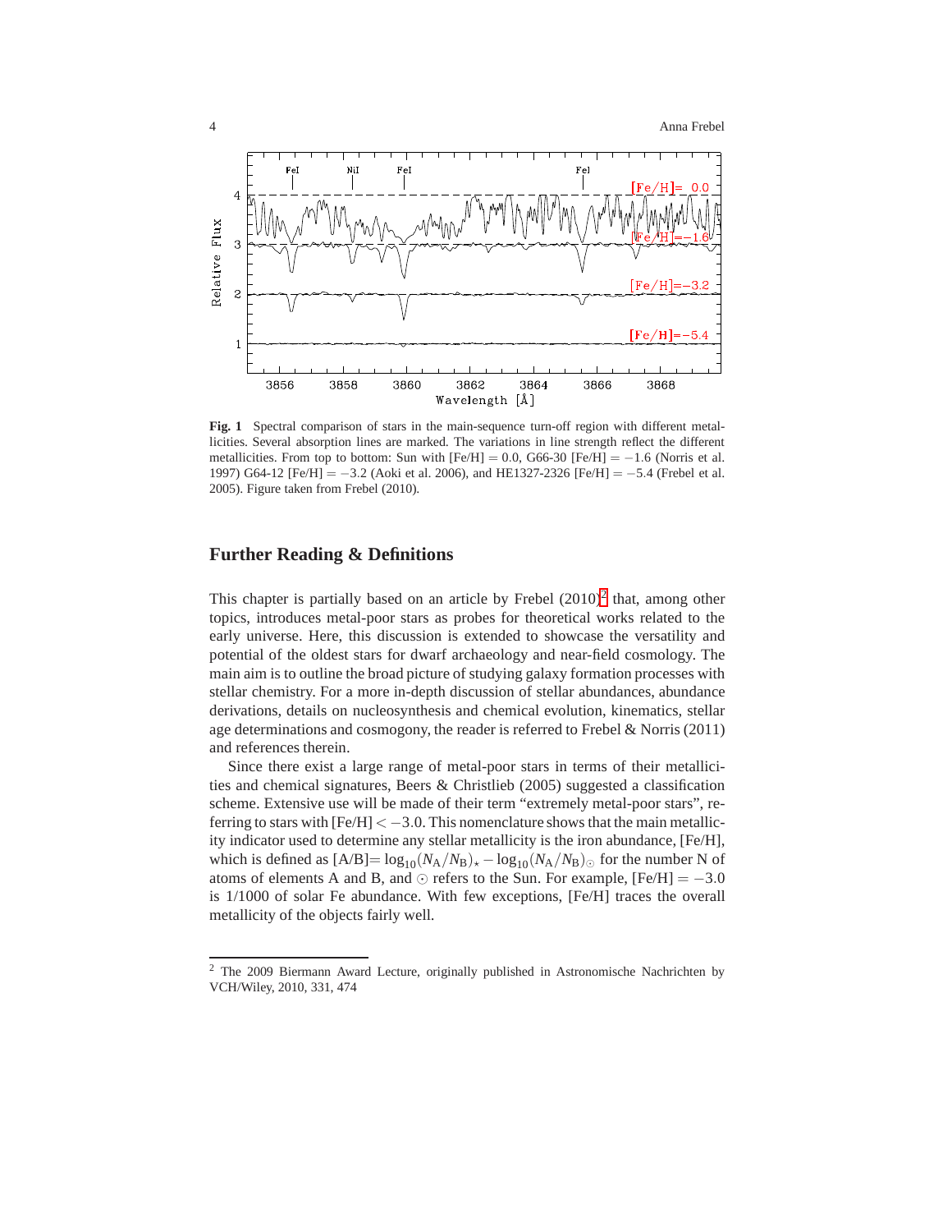Fig. 1 Spectral comparison of stars in the main-sequence turn-off region with different metallicities. Several absorption lines are marked. The variations in line strength reflect the different metallicities. From top to bottom: Sun with [Fe/H] $= 0.0$, G66-30 [Fe/H] $= -1.6$ (Norris et al. 1997) G64-12 [Fe/H] $= -3.2$ (Aoki et al. 2006), and HE1327-2326 [Fe/H] $= -5.4$ (Frebel et al. 2005). Figure taken from Frebel (2010).

## Further Reading & Definitions

This chapter is partially based on an article by Frebel (2010)[2] that, among other topics, introduces metal-poor stars as probes for theoretical works related to the early universe. Here, this discussion is extended to showcase the versatility and potential of the oldest stars for dwarf archaeology and near-field cosmology. The main aim is to outline the broad picture of studying galaxy formation processes with stellar chemistry. For a more in-depth discussion of stellar abundances, abundance derivations, details on nucleosynthesis and chemical evolution, kinematics, stellar age determinations and cosmogony, the reader is referred to Frebel & Norris (2011) and references therein.

Since there exist a large range of metal-poor stars in terms of their metallicities and chemical signatures, Beers & Christlieb (2005) suggested a classification scheme. Extensive use will be made of their term "extremely metal-poor stars", referring to stars with [Fe/H] $< -3.0$. This nomenclature shows that the main metallicity indicator used to determine any stellar metallicity is the iron abundance, [Fe/H], which is defined as [A/B]$= \log_{10}(N_{\rm A}/N_{\rm B})_{\star} - \log_{10}(N_{\rm A}/N_{\rm B})_{\odot}$ for the number N of atoms of elements A and B, and $\odot$ refers to the Sun. For example, [Fe/H] $= -3.0$ is 1/1000 of solar Fe abundance. With few exceptions, [Fe/H] traces the overall metallicity of the objects fairly well.

[2] The 2009 Biermann Award Lecture, originally published in Astronomische Nachrichten by VCH/Wiley, 2010, 331, 474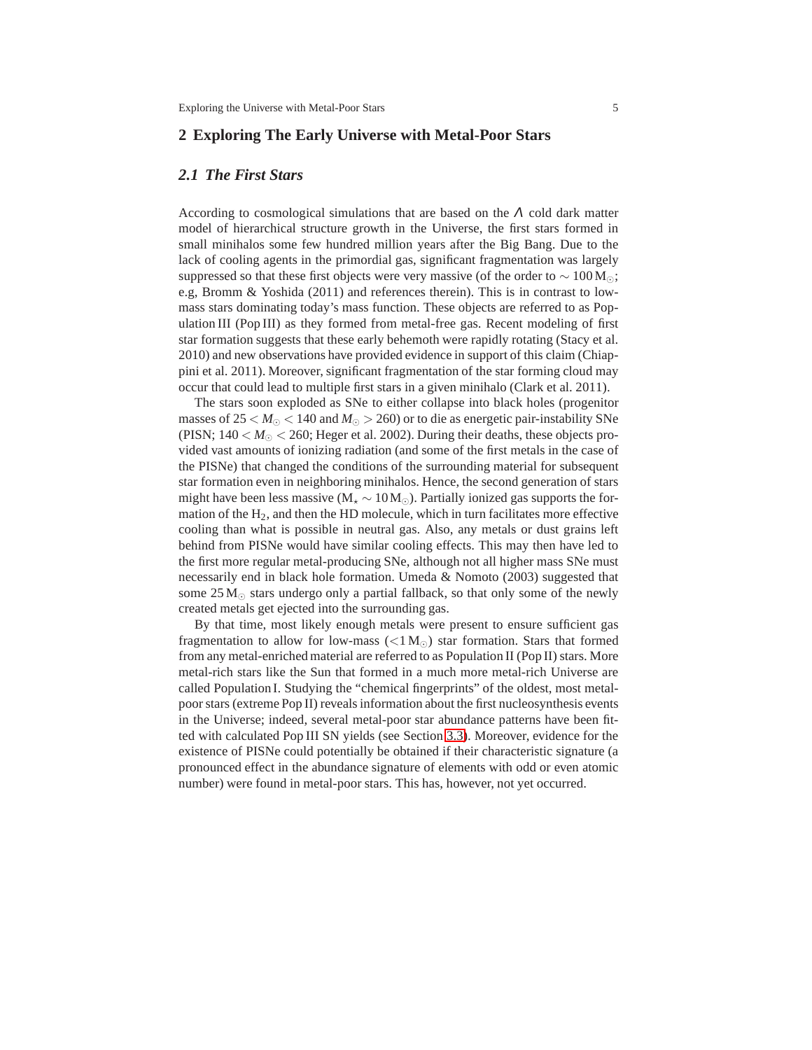## 2 Exploring The Early Universe with Metal-Poor Stars

### 2.1 The First Stars

According to cosmological simulations that are based on the $\Lambda$ cold dark matter model of hierarchical structure growth in the Universe, the first stars formed in small minihalos some few hundred million years after the Big Bang. Due to the lack of cooling agents in the primordial gas, significant fragmentation was largely suppressed so that these first objects were very massive (of the order to $\sim 100\,\mathrm{M}_{\odot}$; e.g, Bromm & Yoshida (2011) and references therein). This is in contrast to low-mass stars dominating today's mass function. These objects are referred to as Population III (Pop III) as they formed from metal-free gas. Recent modeling of first star formation suggests that these early behemoth were rapidly rotating (Stacy et al. 2010) and new observations have provided evidence in support of this claim (Chiappini et al. 2011). Moreover, significant fragmentation of the star forming cloud may occur that could lead to multiple first stars in a given minihalo (Clark et al. 2011).

The stars soon exploded as SNe to either collapse into black holes (progenitor masses of $25 < M_{\odot} < 140$ and $M_{\odot} > 260$) or to die as energetic pair-instability SNe (PISN; $140 < M_{\odot} < 260$; Heger et al. 2002). During their deaths, these objects provided vast amounts of ionizing radiation (and some of the first metals in the case of the PISNe) that changed the conditions of the surrounding material for subsequent star formation even in neighboring minihalos. Hence, the second generation of stars might have been less massive ($\mathrm{M}_{\star} \sim 10\,\mathrm{M}_{\odot}$). Partially ionized gas supports the formation of the $H_2$, and then the HD molecule, which in turn facilitates more effective cooling than what is possible in neutral gas. Also, any metals or dust grains left behind from PISNe would have similar cooling effects. This may then have led to the first more regular metal-producing SNe, although not all higher mass SNe must necessarily end in black hole formation. Umeda & Nomoto (2003) suggested that some $25\,\mathrm{M}_{\odot}$ stars undergo only a partial fallback, so that only some of the newly created metals get ejected into the surrounding gas.

By that time, most likely enough metals were present to ensure sufficient gas fragmentation to allow for low-mass ($<1\,\mathrm{M}_{\odot}$) star formation. Stars that formed from any metal-enriched material are referred to as Population II (Pop II) stars. More metal-rich stars like the Sun that formed in a much more metal-rich Universe are called Population I. Studying the "chemical fingerprints" of the oldest, most metal-poor stars (extreme Pop II) reveals information about the first nucleosynthesis events in the Universe; indeed, several metal-poor star abundance patterns have been fitted with calculated Pop III SN yields (see Section 3.3). Moreover, evidence for the existence of PISNe could potentially be obtained if their characteristic signature (a pronounced effect in the abundance signature of elements with odd or even atomic number) were found in metal-poor stars. This has, however, not yet occurred.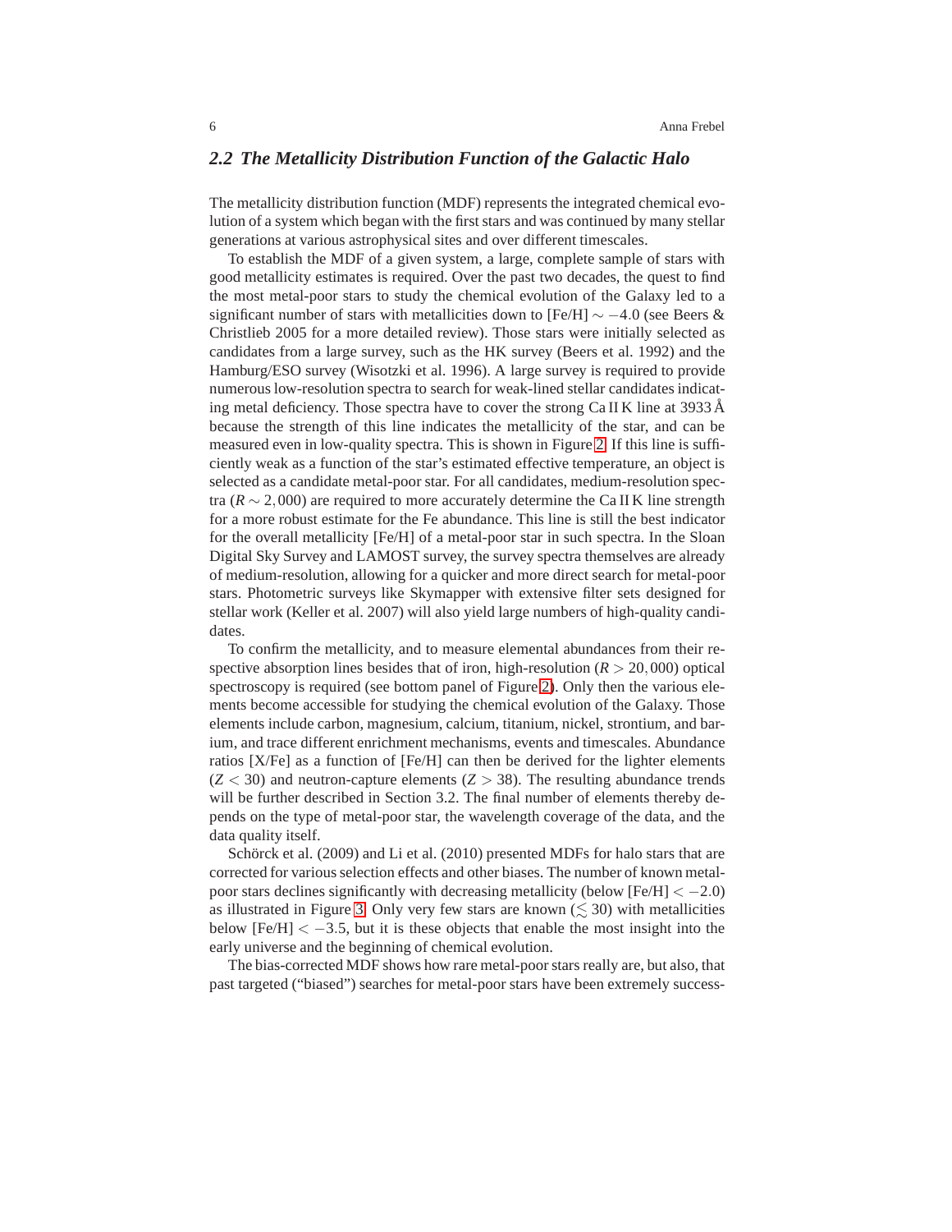## 2.2 The Metallicity Distribution Function of the Galactic Halo

The metallicity distribution function (MDF) represents the integrated chemical evolution of a system which began with the first stars and was continued by many stellar generations at various astrophysical sites and over different timescales.

To establish the MDF of a given system, a large, complete sample of stars with good metallicity estimates is required. Over the past two decades, the quest to find the most metal-poor stars to study the chemical evolution of the Galaxy led to a significant number of stars with metallicities down to [Fe/H] $\sim -4.0$ (see Beers & Christlieb 2005 for a more detailed review). Those stars were initially selected as candidates from a large survey, such as the HK survey (Beers et al. 1992) and the Hamburg/ESO survey (Wisotzki et al. 1996). A large survey is required to provide numerous low-resolution spectra to search for weak-lined stellar candidates indicating metal deficiency. Those spectra have to cover the strong Ca II K line at 3933 Å because the strength of this line indicates the metallicity of the star, and can be measured even in low-quality spectra. This is shown in Figure 2. If this line is sufficiently weak as a function of the star's estimated effective temperature, an object is selected as a candidate metal-poor star. For all candidates, medium-resolution spectra ($R \sim 2,000$) are required to more accurately determine the Ca II K line strength for a more robust estimate for the Fe abundance. This line is still the best indicator for the overall metallicity [Fe/H] of a metal-poor star in such spectra. In the Sloan Digital Sky Survey and LAMOST survey, the survey spectra themselves are already of medium-resolution, allowing for a quicker and more direct search for metal-poor stars. Photometric surveys like Skymapper with extensive filter sets designed for stellar work (Keller et al. 2007) will also yield large numbers of high-quality candidates.

To confirm the metallicity, and to measure elemental abundances from their respective absorption lines besides that of iron, high-resolution ($R > 20,000$) optical spectroscopy is required (see bottom panel of Figure 2). Only then the various elements become accessible for studying the chemical evolution of the Galaxy. Those elements include carbon, magnesium, calcium, titanium, nickel, strontium, and barium, and trace different enrichment mechanisms, events and timescales. Abundance ratios [X/Fe] as a function of [Fe/H] can then be derived for the lighter elements ($Z < 30$) and neutron-capture elements ($Z > 38$). The resulting abundance trends will be further described in Section 3.2. The final number of elements thereby depends on the type of metal-poor star, the wavelength coverage of the data, and the data quality itself.

Schörck et al. (2009) and Li et al. (2010) presented MDFs for halo stars that are corrected for various selection effects and other biases. The number of known metal-poor stars declines significantly with decreasing metallicity (below [Fe/H] $< -2.0$) as illustrated in Figure 3. Only very few stars are known ($\lesssim 30$) with metallicities below [Fe/H] $< -3.5$, but it is these objects that enable the most insight into the early universe and the beginning of chemical evolution.

The bias-corrected MDF shows how rare metal-poor stars really are, but also, that past targeted ("biased") searches for metal-poor stars have been extremely success-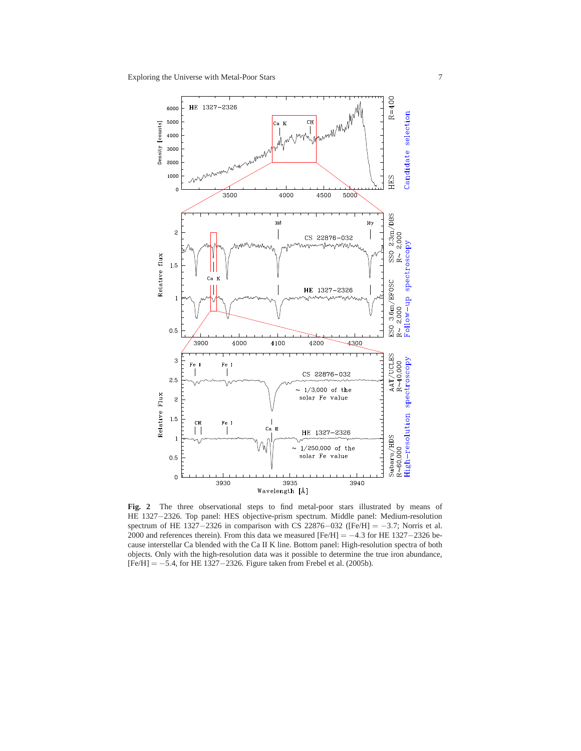**Fig. 2** The three observational steps to find metal-poor stars illustrated by means of HE 1327−2326. Top panel: HES objective-prism spectrum. Middle panel: Medium-resolution spectrum of HE 1327−2326 in comparison with CS 22876−032 ([Fe/H] $= -3.7$; Norris et al. 2000 and references therein). From this data we measured [Fe/H] $= -4.3$ for HE 1327−2326 because interstellar Ca blended with the Ca II K line. Bottom panel: High-resolution spectra of both objects. Only with the high-resolution data was it possible to determine the true iron abundance, [Fe/H] $= -5.4$, for HE 1327−2326. Figure taken from Frebel et al. (2005b).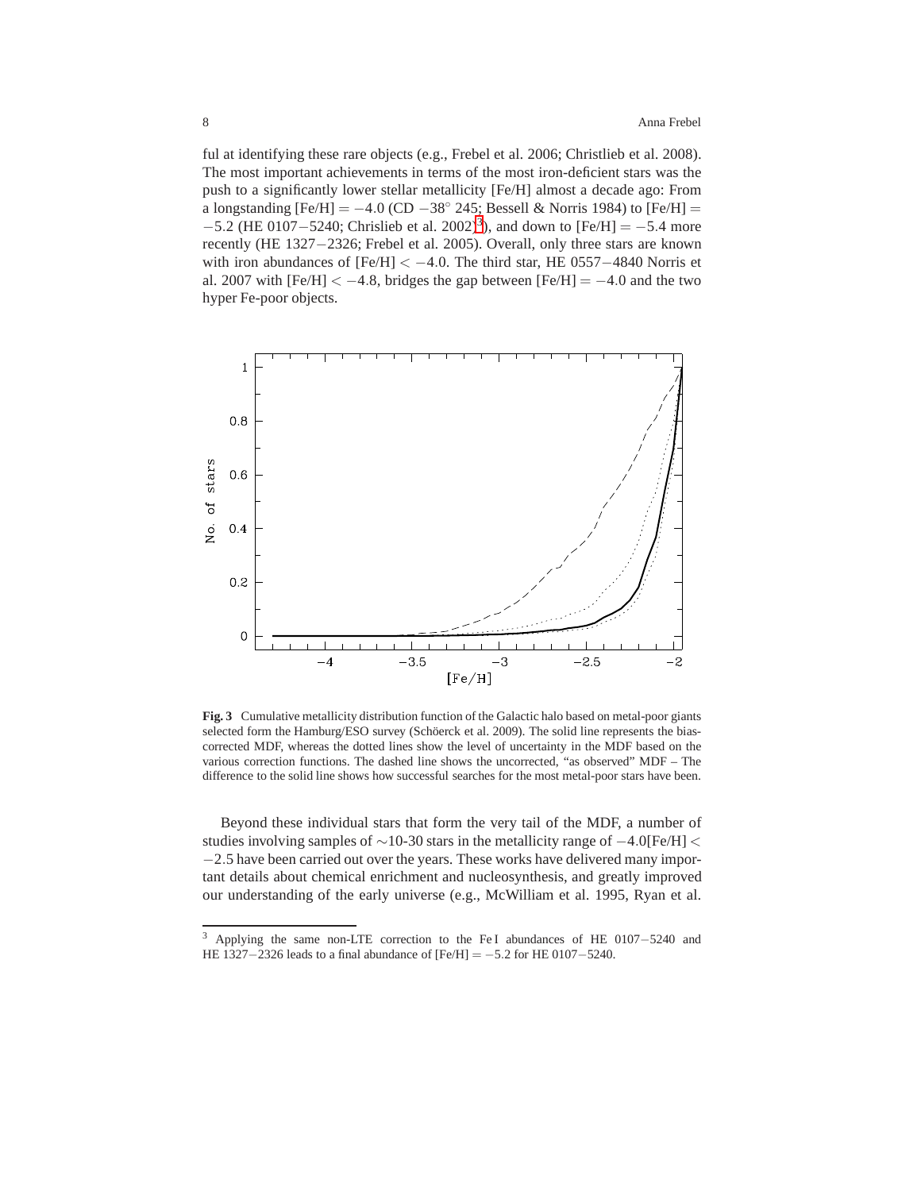ful at identifying these rare objects (e.g., Frebel et al. 2006; Christlieb et al. 2008). The most important achievements in terms of the most iron-deficient stars was the push to a significantly lower stellar metallicity [Fe/H] almost a decade ago: From a longstanding $[Fe/H] = -4.0$ (CD $-38^{\circ}$ 245; Bessell & Norris 1984) to $[Fe/H] = -5.2$ (HE 0107−5240; Chrislieb et al. 2002[3]), and down to $[Fe/H] = -5.4$ more recently (HE 1327−2326; Frebel et al. 2005). Overall, only three stars are known with iron abundances of $[Fe/H] < -4.0$. The third star, HE 0557−4840 Norris et al. 2007 with $[Fe/H] < -4.8$, bridges the gap between $[Fe/H] = -4.0$ and the two hyper Fe-poor objects.

**Fig. 3** Cumulative metallicity distribution function of the Galactic halo based on metal-poor giants selected form the Hamburg/ESO survey (Schöerck et al. 2009). The solid line represents the bias-corrected MDF, whereas the dotted lines show the level of uncertainty in the MDF based on the various correction functions. The dashed line shows the uncorrected, "as observed" MDF – The difference to the solid line shows how successful searches for the most metal-poor stars have been.

Beyond these individual stars that form the very tail of the MDF, a number of studies involving samples of $\sim$10-30 stars in the metallicity range of $-4.0[Fe/H] < -2.5$ have been carried out over the years. These works have delivered many important details about chemical enrichment and nucleosynthesis, and greatly improved our understanding of the early universe (e.g., McWilliam et al. 1995, Ryan et al.

[3] Applying the same non-LTE correction to the Fe I abundances of HE 0107−5240 and HE 1327−2326 leads to a final abundance of $[Fe/H] = -5.2$ for HE 0107−5240.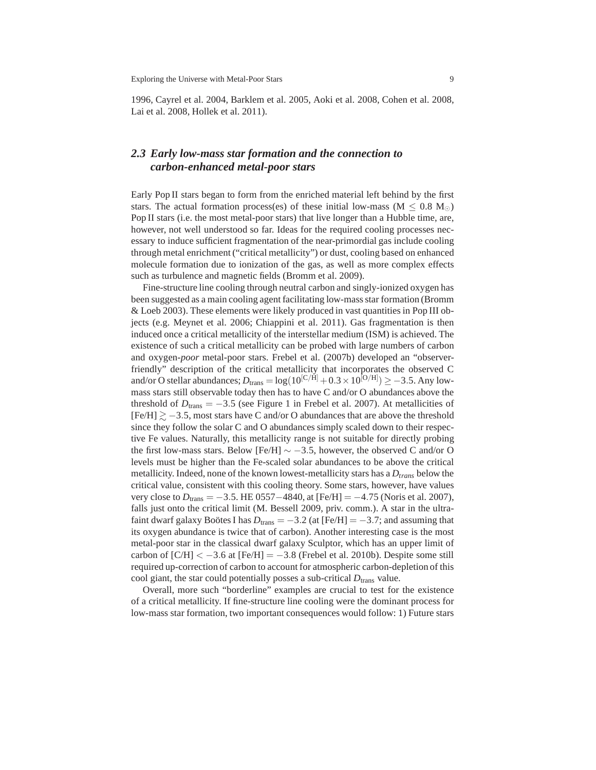1996, Cayrel et al. 2004, Barklem et al. 2005, Aoki et al. 2008, Cohen et al. 2008, Lai et al. 2008, Hollek et al. 2011).

### 2.3 Early low-mass star formation and the connection to carbon-enhanced metal-poor stars

Early Pop II stars began to form from the enriched material left behind by the first stars. The actual formation process(es) of these initial low-mass ($M \leq 0.8\ M_{\odot}$) Pop II stars (i.e. the most metal-poor stars) that live longer than a Hubble time, are, however, not well understood so far. Ideas for the required cooling processes necessary to induce sufficient fragmentation of the near-primordial gas include cooling through metal enrichment ("critical metallicity") or dust, cooling based on enhanced molecule formation due to ionization of the gas, as well as more complex effects such as turbulence and magnetic fields (Bromm et al. 2009).

Fine-structure line cooling through neutral carbon and singly-ionized oxygen has been suggested as a main cooling agent facilitating low-mass star formation (Bromm & Loeb 2003). These elements were likely produced in vast quantities in Pop III objects (e.g. Meynet et al. 2006; Chiappini et al. 2011). Gas fragmentation is then induced once a critical metallicity of the interstellar medium (ISM) is achieved. The existence of such a critical metallicity can be probed with large numbers of carbon and oxygen-*poor* metal-poor stars. Frebel et al. (2007b) developed an "observer-friendly" description of the critical metallicity that incorporates the observed C and/or O stellar abundances; $D_{\rm trans} = \log(10^{[{\rm C/H}]} + 0.3 \times 10^{[{\rm O/H}]}) \geq -3.5$. Any low-mass stars still observable today then has to have C and/or O abundances above the threshold of $D_{\rm trans} = -3.5$ (see Figure 1 in Frebel et al. 2007). At metallicities of $[{\rm Fe/H}] \gtrsim -3.5$, most stars have C and/or O abundances that are above the threshold since they follow the solar C and O abundances simply scaled down to their respective Fe values. Naturally, this metallicity range is not suitable for directly probing the first low-mass stars. Below $[{\rm Fe/H}] \sim -3.5$, however, the observed C and/or O levels must be higher than the Fe-scaled solar abundances to be above the critical metallicity. Indeed, none of the known lowest-metallicity stars has a $D_{trans}$ below the critical value, consistent with this cooling theory. Some stars, however, have values very close to $D_{\rm trans} = -3.5$. HE 0557−4840, at $[{\rm Fe/H}] = -4.75$ (Noris et al. 2007), falls just onto the critical limit (M. Bessell 2009, priv. comm.). A star in the ultra-faint dwarf galaxy Boötes I has $D_{\rm trans} = -3.2$ (at $[{\rm Fe/H}] = -3.7$; and assuming that its oxygen abundance is twice that of carbon). Another interesting case is the most metal-poor star in the classical dwarf galaxy Sculptor, which has an upper limit of carbon of $[{\rm C/H}] < -3.6$ at $[{\rm Fe/H}] = -3.8$ (Frebel et al. 2010b). Despite some still required up-correction of carbon to account for atmospheric carbon-depletion of this cool giant, the star could potentially posses a sub-critical $D_{\rm trans}$ value.

Overall, more such "borderline" examples are crucial to test for the existence of a critical metallicity. If fine-structure line cooling were the dominant process for low-mass star formation, two important consequences would follow: 1) Future stars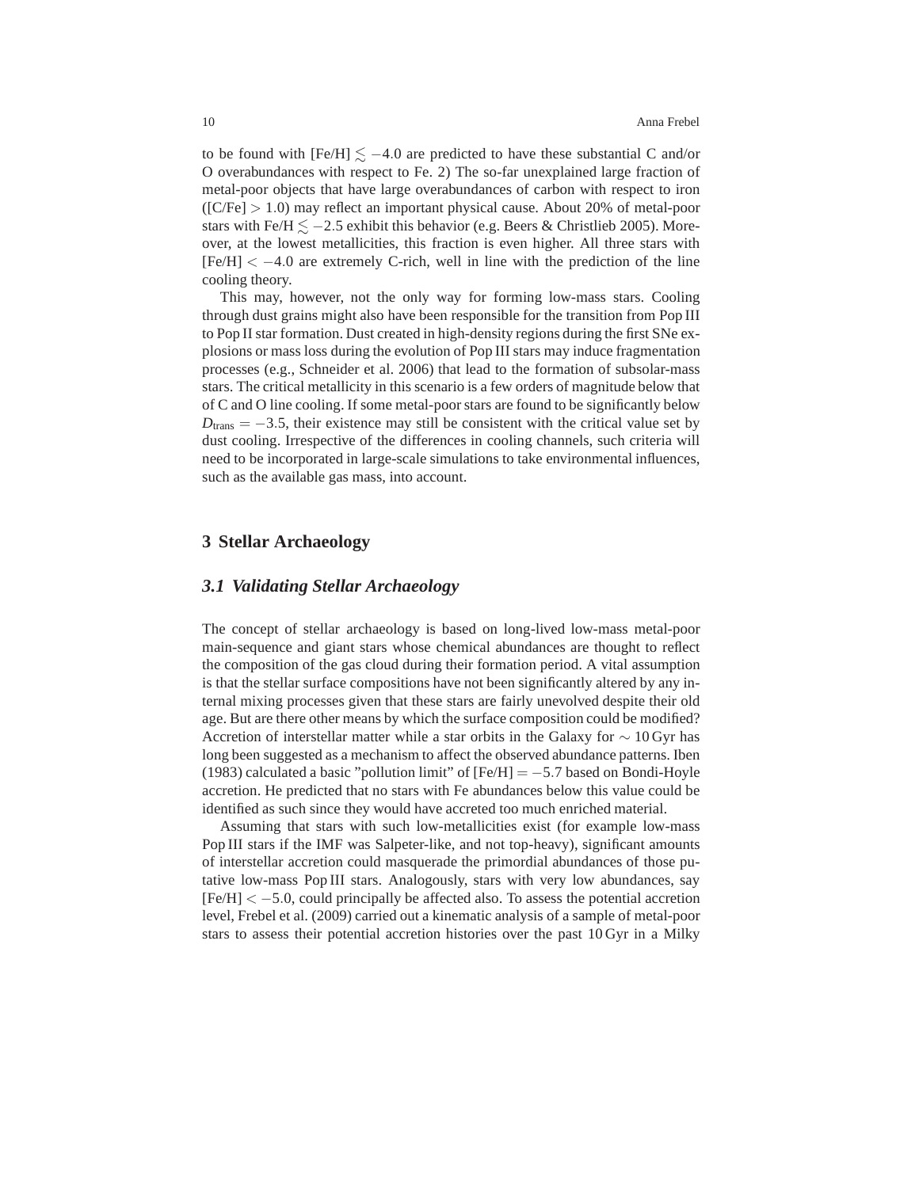to be found with [Fe/H] $\lesssim -4.0$ are predicted to have these substantial C and/or O overabundances with respect to Fe. 2) The so-far unexplained large fraction of metal-poor objects that have large overabundances of carbon with respect to iron ([C/Fe] $> 1.0$) may reflect an important physical cause. About 20% of metal-poor stars with Fe/H $\lesssim -2.5$ exhibit this behavior (e.g. Beers & Christlieb 2005). Moreover, at the lowest metallicities, this fraction is even higher. All three stars with [Fe/H] $< -4.0$ are extremely C-rich, well in line with the prediction of the line cooling theory.

This may, however, not the only way for forming low-mass stars. Cooling through dust grains might also have been responsible for the transition from Pop III to Pop II star formation. Dust created in high-density regions during the first SNe explosions or mass loss during the evolution of Pop III stars may induce fragmentation processes (e.g., Schneider et al. 2006) that lead to the formation of subsolar-mass stars. The critical metallicity in this scenario is a few orders of magnitude below that of C and O line cooling. If some metal-poor stars are found to be significantly below $D_{\rm trans} = -3.5$, their existence may still be consistent with the critical value set by dust cooling. Irrespective of the differences in cooling channels, such criteria will need to be incorporated in large-scale simulations to take environmental influences, such as the available gas mass, into account.

## 3 Stellar Archaeology

### *3.1 Validating Stellar Archaeology*

The concept of stellar archaeology is based on long-lived low-mass metal-poor main-sequence and giant stars whose chemical abundances are thought to reflect the composition of the gas cloud during their formation period. A vital assumption is that the stellar surface compositions have not been significantly altered by any internal mixing processes given that these stars are fairly unevolved despite their old age. But are there other means by which the surface composition could be modified? Accretion of interstellar matter while a star orbits in the Galaxy for $\sim 10$ Gyr has long been suggested as a mechanism to affect the observed abundance patterns. Iben (1983) calculated a basic "pollution limit" of [Fe/H] $= -5.7$ based on Bondi-Hoyle accretion. He predicted that no stars with Fe abundances below this value could be identified as such since they would have accreted too much enriched material.

Assuming that stars with such low-metallicities exist (for example low-mass Pop III stars if the IMF was Salpeter-like, and not top-heavy), significant amounts of interstellar accretion could masquerade the primordial abundances of those putative low-mass Pop III stars. Analogously, stars with very low abundances, say [Fe/H] $< -5.0$, could principally be affected also. To assess the potential accretion level, Frebel et al. (2009) carried out a kinematic analysis of a sample of metal-poor stars to assess their potential accretion histories over the past 10 Gyr in a Milky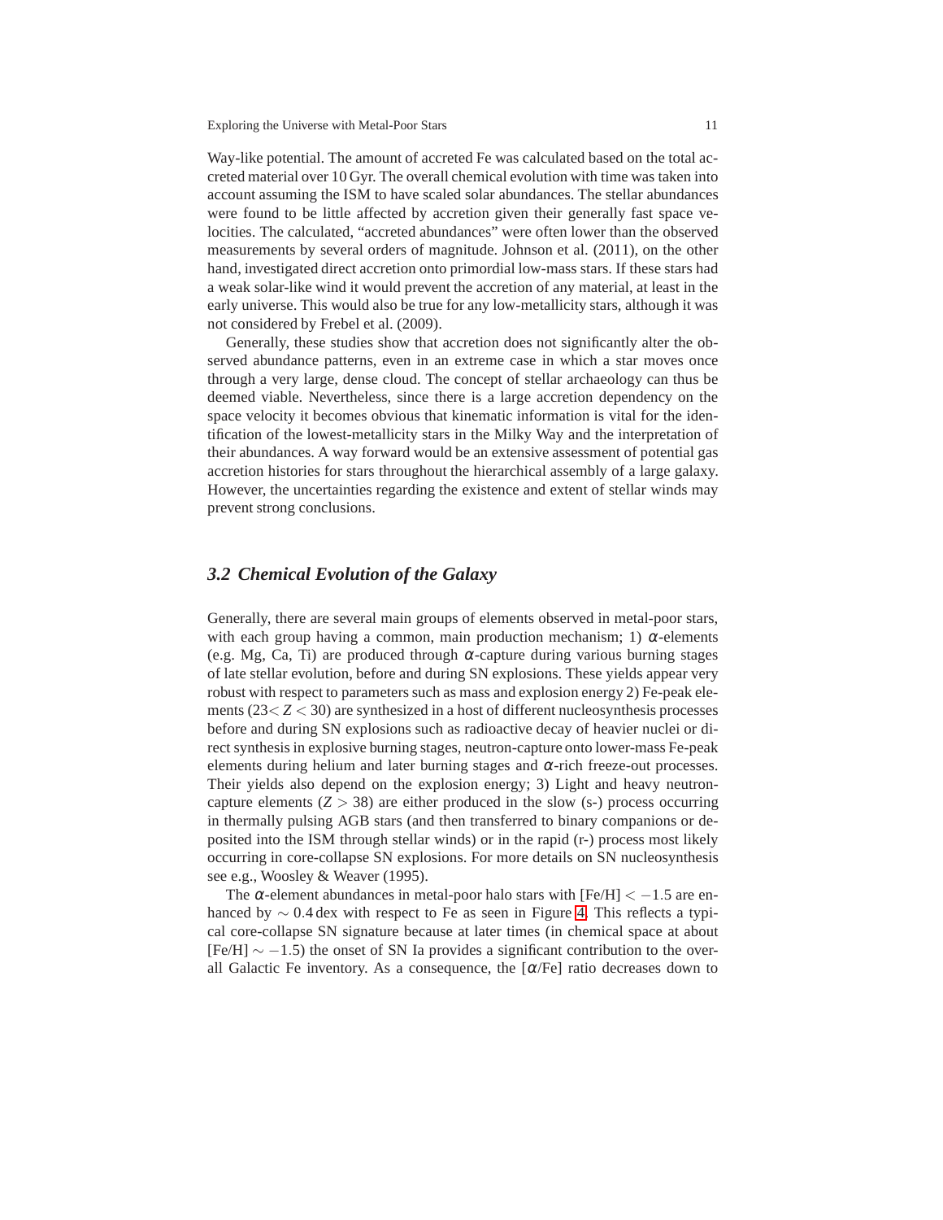Way-like potential. The amount of accreted Fe was calculated based on the total accreted material over 10 Gyr. The overall chemical evolution with time was taken into account assuming the ISM to have scaled solar abundances. The stellar abundances were found to be little affected by accretion given their generally fast space velocities. The calculated, "accreted abundances" were often lower than the observed measurements by several orders of magnitude. Johnson et al. (2011), on the other hand, investigated direct accretion onto primordial low-mass stars. If these stars had a weak solar-like wind it would prevent the accretion of any material, at least in the early universe. This would also be true for any low-metallicity stars, although it was not considered by Frebel et al. (2009).

Generally, these studies show that accretion does not significantly alter the observed abundance patterns, even in an extreme case in which a star moves once through a very large, dense cloud. The concept of stellar archaeology can thus be deemed viable. Nevertheless, since there is a large accretion dependency on the space velocity it becomes obvious that kinematic information is vital for the identification of the lowest-metallicity stars in the Milky Way and the interpretation of their abundances. A way forward would be an extensive assessment of potential gas accretion histories for stars throughout the hierarchical assembly of a large galaxy. However, the uncertainties regarding the existence and extent of stellar winds may prevent strong conclusions.

### *3.2 Chemical Evolution of the Galaxy*

Generally, there are several main groups of elements observed in metal-poor stars, with each group having a common, main production mechanism; 1) $\alpha$-elements (e.g. Mg, Ca, Ti) are produced through $\alpha$-capture during various burning stages of late stellar evolution, before and during SN explosions. These yields appear very robust with respect to parameters such as mass and explosion energy 2) Fe-peak elements ($23 < Z < 30$) are synthesized in a host of different nucleosynthesis processes before and during SN explosions such as radioactive decay of heavier nuclei or direct synthesis in explosive burning stages, neutron-capture onto lower-mass Fe-peak elements during helium and later burning stages and $\alpha$-rich freeze-out processes. Their yields also depend on the explosion energy; 3) Light and heavy neutron-capture elements ($Z > 38$) are either produced in the slow (s-) process occurring in thermally pulsing AGB stars (and then transferred to binary companions or deposited into the ISM through stellar winds) or in the rapid (r-) process most likely occurring in core-collapse SN explosions. For more details on SN nucleosynthesis see e.g., Woosley & Weaver (1995).

The $\alpha$-element abundances in metal-poor halo stars with $[\mathrm{Fe/H}] < -1.5$ are enhanced by $\sim 0.4$ dex with respect to Fe as seen in Figure 4. This reflects a typical core-collapse SN signature because at later times (in chemical space at about $[\mathrm{Fe/H}] \sim -1.5$) the onset of SN Ia provides a significant contribution to the overall Galactic Fe inventory. As a consequence, the $[\alpha/\mathrm{Fe}]$ ratio decreases down to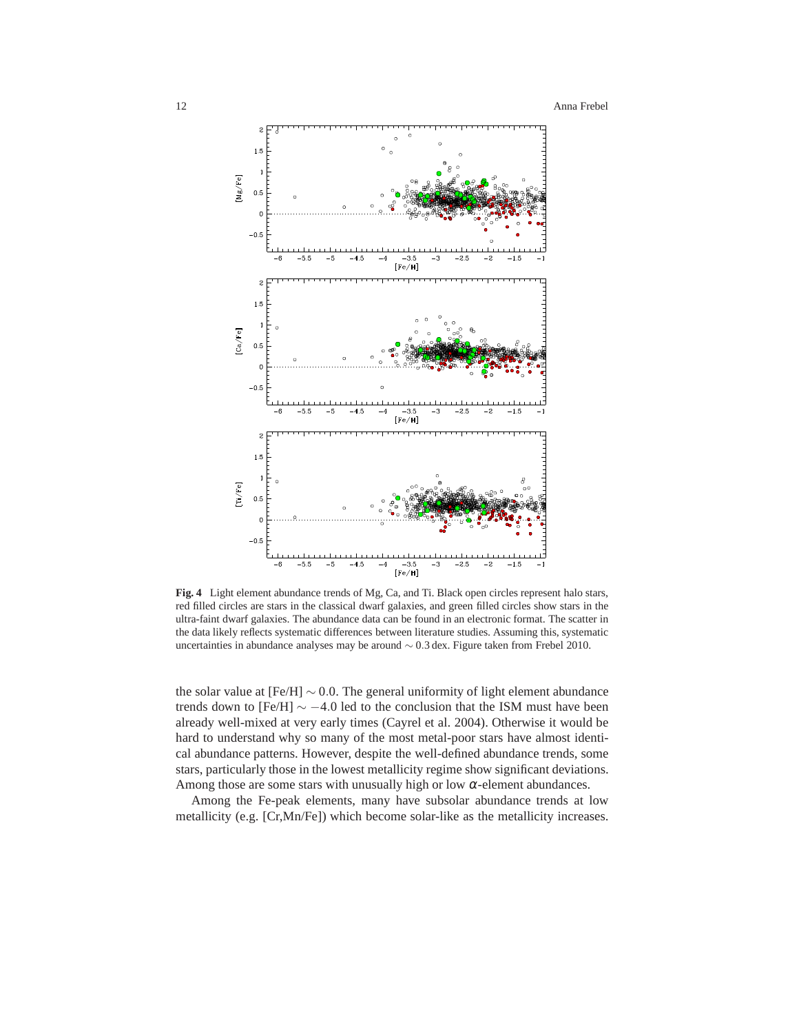**Fig. 4** Light element abundance trends of Mg, Ca, and Ti. Black open circles represent halo stars, red filled circles are stars in the classical dwarf galaxies, and green filled circles show stars in the ultra-faint dwarf galaxies. The abundance data can be found in an electronic format. The scatter in the data likely reflects systematic differences between literature studies. Assuming this, systematic uncertainties in abundance analyses may be around $\sim 0.3$ dex. Figure taken from Frebel 2010.

the solar value at [Fe/H] $\sim 0.0$. The general uniformity of light element abundance trends down to [Fe/H] $\sim -4.0$ led to the conclusion that the ISM must have been already well-mixed at very early times (Cayrel et al. 2004). Otherwise it would be hard to understand why so many of the most metal-poor stars have almost identical abundance patterns. However, despite the well-defined abundance trends, some stars, particularly those in the lowest metallicity regime show significant deviations. Among those are some stars with unusually high or low $\alpha$-element abundances.

Among the Fe-peak elements, many have subsolar abundance trends at low metallicity (e.g. [Cr,Mn/Fe]) which become solar-like as the metallicity increases.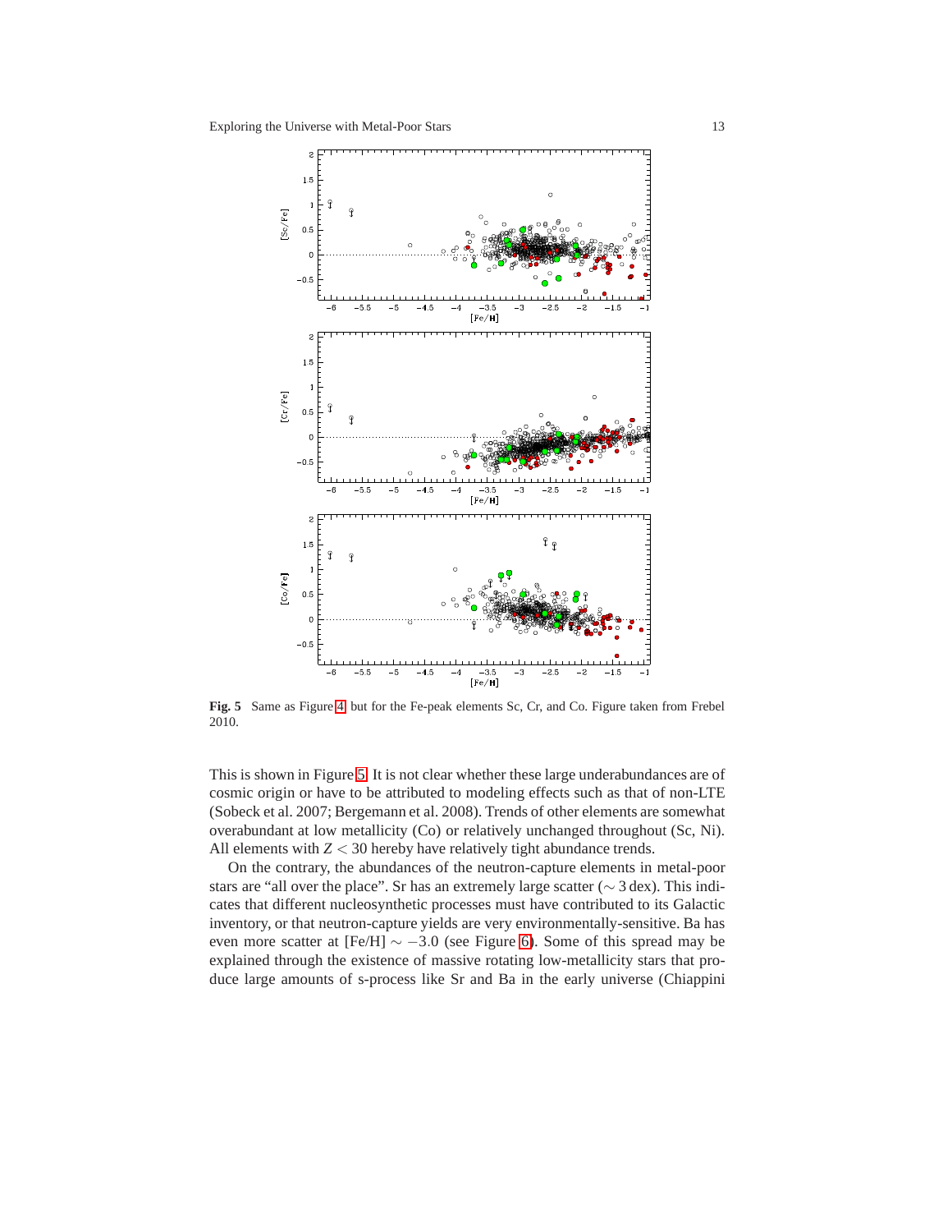**Fig. 5** Same as Figure 4 but for the Fe-peak elements Sc, Cr, and Co. Figure taken from Frebel 2010.

This is shown in Figure 5. It is not clear whether these large underabundances are of cosmic origin or have to be attributed to modeling effects such as that of non-LTE (Sobeck et al. 2007; Bergemann et al. 2008). Trends of other elements are somewhat overabundant at low metallicity (Co) or relatively unchanged throughout (Sc, Ni). All elements with $Z < 30$ hereby have relatively tight abundance trends.

On the contrary, the abundances of the neutron-capture elements in metal-poor stars are "all over the place". Sr has an extremely large scatter ($\sim 3$ dex). This indicates that different nucleosynthetic processes must have contributed to its Galactic inventory, or that neutron-capture yields are very environmentally-sensitive. Ba has even more scatter at [Fe/H] $\sim -3.0$ (see Figure 6). Some of this spread may be explained through the existence of massive rotating low-metallicity stars that produce large amounts of s-process like Sr and Ba in the early universe (Chiappini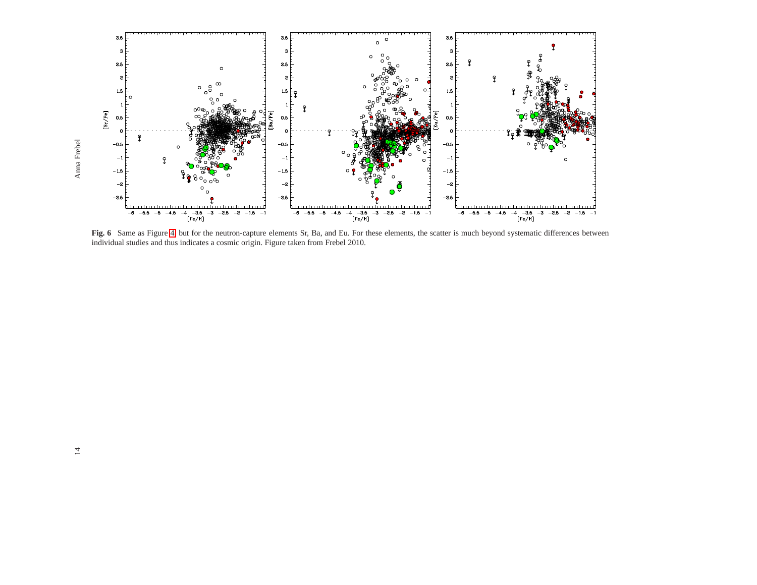**Fig. 6** Same as Figure 4 but for the neutron-capture elements Sr, Ba, and Eu. For these elements, the scatter is much beyond systematic differences between individual studies and thus indicates a cosmic origin. Figure taken from Frebel 2010.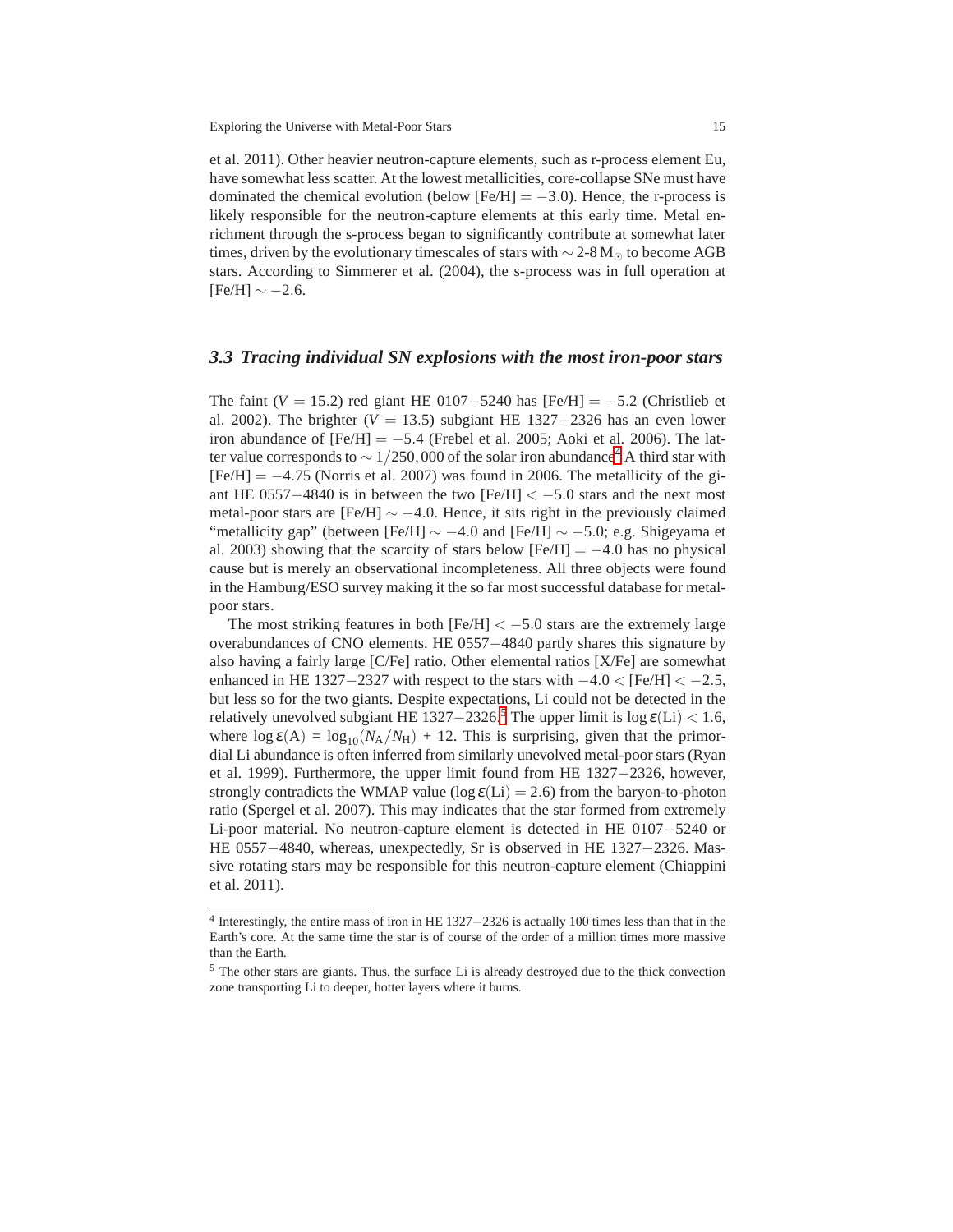et al. 2011). Other heavier neutron-capture elements, such as r-process element Eu, have somewhat less scatter. At the lowest metallicities, core-collapse SNe must have dominated the chemical evolution (below [Fe/H] $= -3.0$). Hence, the r-process is likely responsible for the neutron-capture elements at this early time. Metal enrichment through the s-process began to significantly contribute at somewhat later times, driven by the evolutionary timescales of stars with $\sim$ 2-8 $M_{\odot}$ to become AGB stars. According to Simmerer et al. (2004), the s-process was in full operation at [Fe/H] $\sim -2.6$.

### 3.3 Tracing individual SN explosions with the most iron-poor stars

The faint ($V = 15.2$) red giant HE 0107−5240 has [Fe/H] $= -5.2$ (Christlieb et al. 2002). The brighter ($V = 13.5$) subgiant HE 1327−2326 has an even lower iron abundance of [Fe/H] $= -5.4$ (Frebel et al. 2005; Aoki et al. 2006). The latter value corresponds to $\sim 1/250,000$ of the solar iron abundance[4] A third star with [Fe/H] $= -4.75$ (Norris et al. 2007) was found in 2006. The metallicity of the giant HE 0557−4840 is in between the two [Fe/H] $< -5.0$ stars and the next most metal-poor stars are [Fe/H] $\sim -4.0$. Hence, it sits right in the previously claimed "metallicity gap" (between [Fe/H] $\sim -4.0$ and [Fe/H] $\sim -5.0$; e.g. Shigeyama et al. 2003) showing that the scarcity of stars below [Fe/H] $= -4.0$ has no physical cause but is merely an observational incompleteness. All three objects were found in the Hamburg/ESO survey making it the so far most successful database for metal-poor stars.

The most striking features in both [Fe/H] $< -5.0$ stars are the extremely large overabundances of CNO elements. HE 0557−4840 partly shares this signature by also having a fairly large [C/Fe] ratio. Other elemental ratios [X/Fe] are somewhat enhanced in HE 1327−2327 with respect to the stars with $-4.0 <$ [Fe/H] $< -2.5$, but less so for the two giants. Despite expectations, Li could not be detected in the relatively unevolved subgiant HE 1327−2326.[5] The upper limit is $\log\epsilon(\mathrm{Li}) < 1.6$, where $\log\epsilon(\mathrm{A}) = \log_{10}(N_{\mathrm{A}}/N_{\mathrm{H}}) + 12$. This is surprising, given that the primordial Li abundance is often inferred from similarly unevolved metal-poor stars (Ryan et al. 1999). Furthermore, the upper limit found from HE 1327−2326, however, strongly contradicts the WMAP value ($\log\epsilon(\mathrm{Li}) = 2.6$) from the baryon-to-photon ratio (Spergel et al. 2007). This may indicates that the star formed from extremely Li-poor material. No neutron-capture element is detected in HE 0107−5240 or HE 0557−4840, whereas, unexpectedly, Sr is observed in HE 1327−2326. Massive rotating stars may be responsible for this neutron-capture element (Chiappini et al. 2011).

---

[4] Interestingly, the entire mass of iron in HE 1327−2326 is actually 100 times less than that in the Earth's core. At the same time the star is of course of the order of a million times more massive than the Earth.

[5] The other stars are giants. Thus, the surface Li is already destroyed due to the thick convection zone transporting Li to deeper, hotter layers where it burns.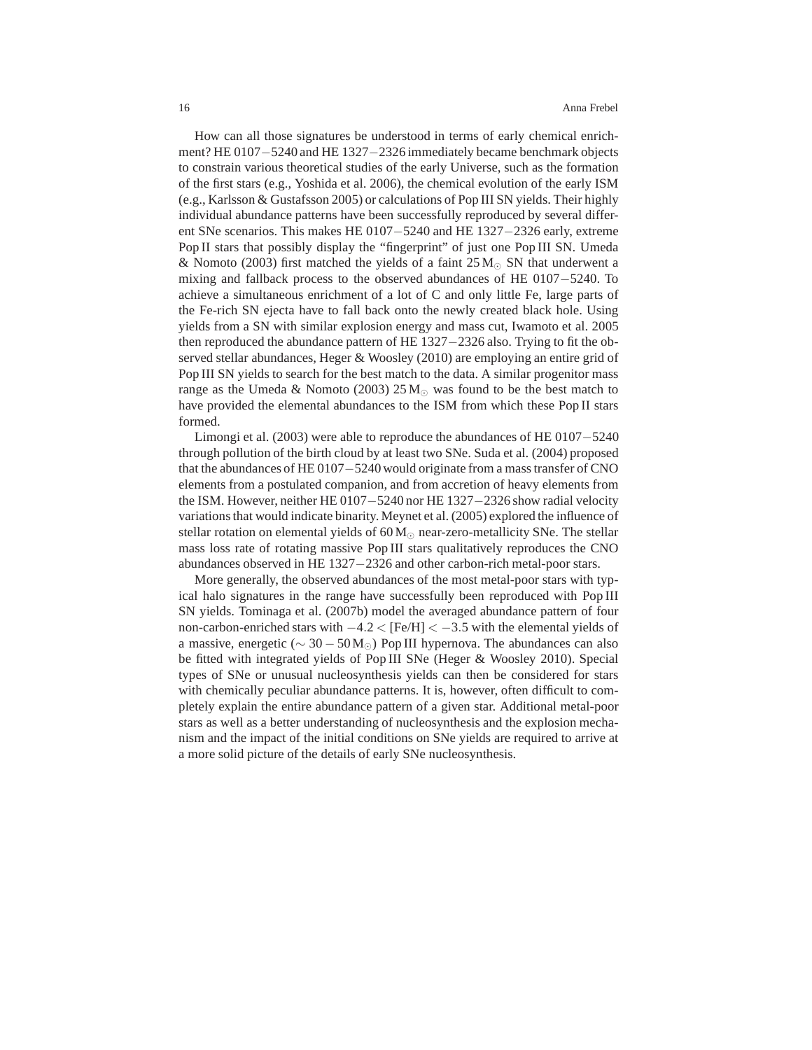How can all those signatures be understood in terms of early chemical enrichment? HE 0107−5240 and HE 1327−2326 immediately became benchmark objects to constrain various theoretical studies of the early Universe, such as the formation of the first stars (e.g., Yoshida et al. 2006), the chemical evolution of the early ISM (e.g., Karlsson & Gustafsson 2005) or calculations of Pop III SN yields. Their highly individual abundance patterns have been successfully reproduced by several different SNe scenarios. This makes HE 0107−5240 and HE 1327−2326 early, extreme Pop II stars that possibly display the "fingerprint" of just one Pop III SN. Umeda & Nomoto (2003) first matched the yields of a faint $25\,M_{\odot}$ SN that underwent a mixing and fallback process to the observed abundances of HE 0107−5240. To achieve a simultaneous enrichment of a lot of C and only little Fe, large parts of the Fe-rich SN ejecta have to fall back onto the newly created black hole. Using yields from a SN with similar explosion energy and mass cut, Iwamoto et al. 2005 then reproduced the abundance pattern of HE 1327−2326 also. Trying to fit the observed stellar abundances, Heger & Woosley (2010) are employing an entire grid of Pop III SN yields to search for the best match to the data. A similar progenitor mass range as the Umeda & Nomoto (2003) $25\,M_{\odot}$ was found to be the best match to have provided the elemental abundances to the ISM from which these Pop II stars formed.

Limongi et al. (2003) were able to reproduce the abundances of HE 0107−5240 through pollution of the birth cloud by at least two SNe. Suda et al. (2004) proposed that the abundances of HE 0107−5240 would originate from a mass transfer of CNO elements from a postulated companion, and from accretion of heavy elements from the ISM. However, neither HE 0107−5240 nor HE 1327−2326 show radial velocity variations that would indicate binarity. Meynet et al. (2005) explored the influence of stellar rotation on elemental yields of $60\,M_{\odot}$ near-zero-metallicity SNe. The stellar mass loss rate of rotating massive Pop III stars qualitatively reproduces the CNO abundances observed in HE 1327−2326 and other carbon-rich metal-poor stars.

More generally, the observed abundances of the most metal-poor stars with typical halo signatures in the range have successfully been reproduced with Pop III SN yields. Tominaga et al. (2007b) model the averaged abundance pattern of four non-carbon-enriched stars with $-4.2 < [\mathrm{Fe/H}] < -3.5$ with the elemental yields of a massive, energetic ($\sim 30-50\,M_{\odot}$) Pop III hypernova. The abundances can also be fitted with integrated yields of Pop III SNe (Heger & Woosley 2010). Special types of SNe or unusual nucleosynthesis yields can then be considered for stars with chemically peculiar abundance patterns. It is, however, often difficult to completely explain the entire abundance pattern of a given star. Additional metal-poor stars as well as a better understanding of nucleosynthesis and the explosion mechanism and the impact of the initial conditions on SNe yields are required to arrive at a more solid picture of the details of early SNe nucleosynthesis.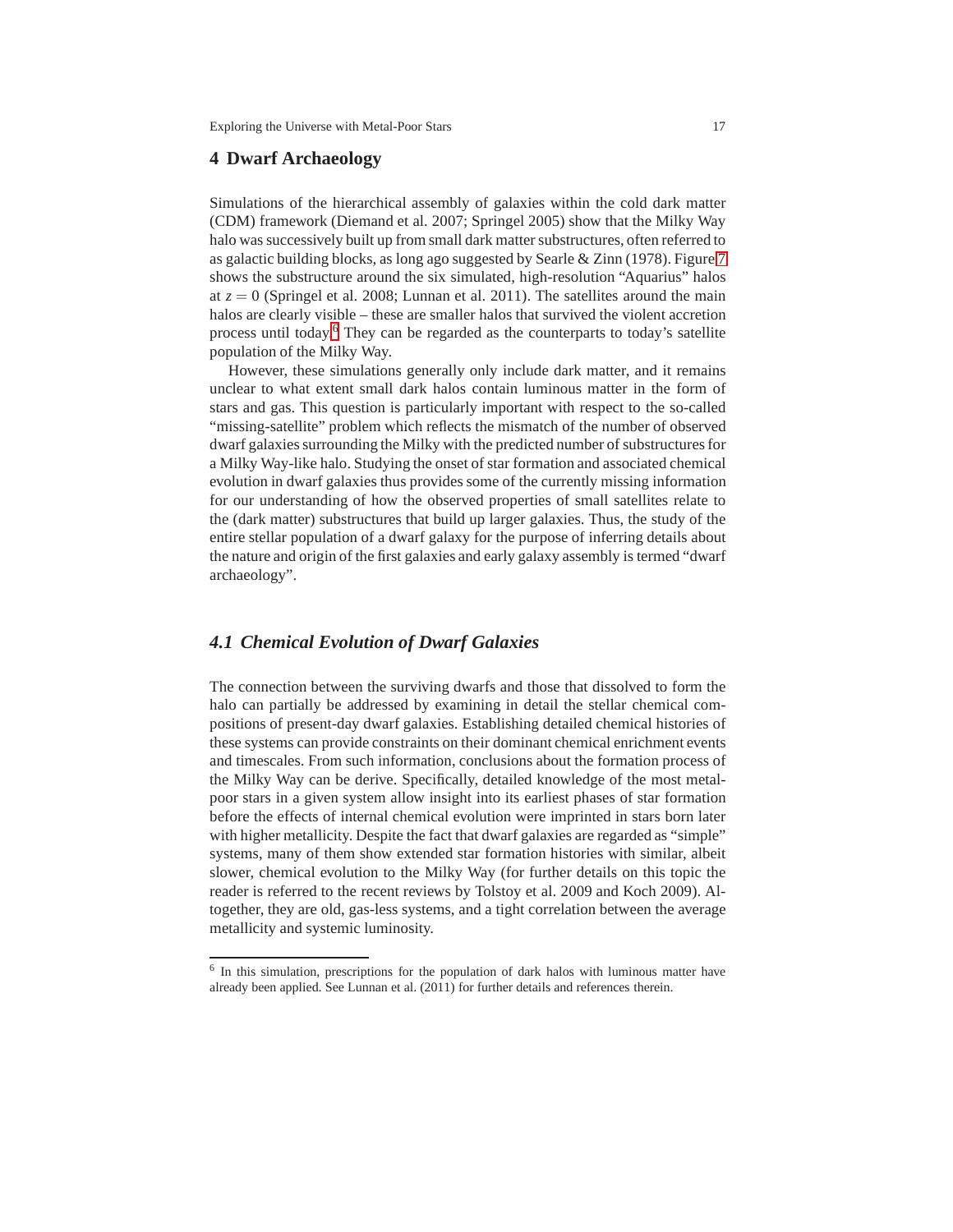# 4 Dwarf Archaeology

Simulations of the hierarchical assembly of galaxies within the cold dark matter (CDM) framework (Diemand et al. 2007; Springel 2005) show that the Milky Way halo was successively built up from small dark matter substructures, often referred to as galactic building blocks, as long ago suggested by Searle & Zinn (1978). Figure 7 shows the substructure around the six simulated, high-resolution "Aquarius" halos at $z = 0$ (Springel et al. 2008; Lunnan et al. 2011). The satellites around the main halos are clearly visible – these are smaller halos that survived the violent accretion process until today.[6] They can be regarded as the counterparts to today's satellite population of the Milky Way.

However, these simulations generally only include dark matter, and it remains unclear to what extent small dark halos contain luminous matter in the form of stars and gas. This question is particularly important with respect to the so-called "missing-satellite" problem which reflects the mismatch of the number of observed dwarf galaxies surrounding the Milky with the predicted number of substructures for a Milky Way-like halo. Studying the onset of star formation and associated chemical evolution in dwarf galaxies thus provides some of the currently missing information for our understanding of how the observed properties of small satellites relate to the (dark matter) substructures that build up larger galaxies. Thus, the study of the entire stellar population of a dwarf galaxy for the purpose of inferring details about the nature and origin of the first galaxies and early galaxy assembly is termed "dwarf archaeology".

## *4.1 Chemical Evolution of Dwarf Galaxies*

The connection between the surviving dwarfs and those that dissolved to form the halo can partially be addressed by examining in detail the stellar chemical compositions of present-day dwarf galaxies. Establishing detailed chemical histories of these systems can provide constraints on their dominant chemical enrichment events and timescales. From such information, conclusions about the formation process of the Milky Way can be derive. Specifically, detailed knowledge of the most metal-poor stars in a given system allow insight into its earliest phases of star formation before the effects of internal chemical evolution were imprinted in stars born later with higher metallicity. Despite the fact that dwarf galaxies are regarded as "simple" systems, many of them show extended star formation histories with similar, albeit slower, chemical evolution to the Milky Way (for further details on this topic the reader is referred to the recent reviews by Tolstoy et al. 2009 and Koch 2009). Altogether, they are old, gas-less systems, and a tight correlation between the average metallicity and systemic luminosity.

[6] In this simulation, prescriptions for the population of dark halos with luminous matter have already been applied. See Lunnan et al. (2011) for further details and references therein.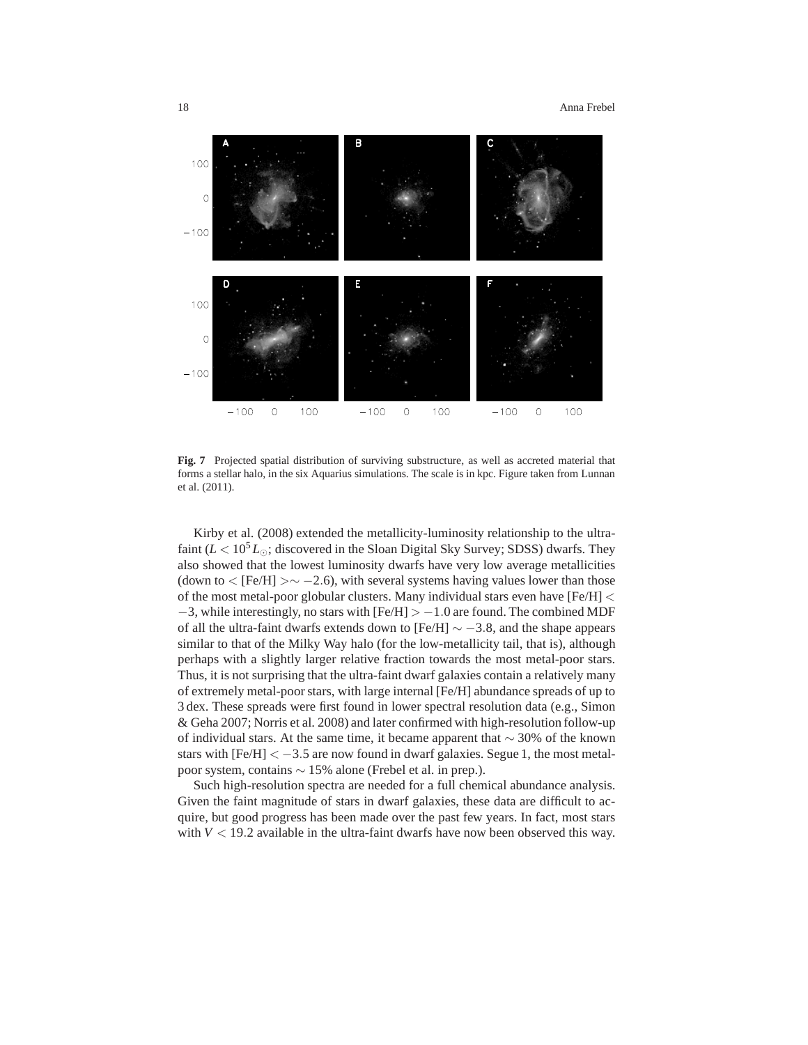**Fig. 7** Projected spatial distribution of surviving substructure, as well as accreted material that forms a stellar halo, in the six Aquarius simulations. The scale is in kpc. Figure taken from Lunnan et al. (2011).

Kirby et al. (2008) extended the metallicity-luminosity relationship to the ultra-faint ($L < 10^5 L_{\odot}$; discovered in the Sloan Digital Sky Survey; SDSS) dwarfs. They also showed that the lowest luminosity dwarfs have very low average metallicities (down to $<$ [Fe/H] $>\sim -2.6$), with several systems having values lower than those of the most metal-poor globular clusters. Many individual stars even have [Fe/H] $< -3$, while interestingly, no stars with [Fe/H] $> -1.0$ are found. The combined MDF of all the ultra-faint dwarfs extends down to [Fe/H] $\sim -3.8$, and the shape appears similar to that of the Milky Way halo (for the low-metallicity tail, that is), although perhaps with a slightly larger relative fraction towards the most metal-poor stars. Thus, it is not surprising that the ultra-faint dwarf galaxies contain a relatively many of extremely metal-poor stars, with large internal [Fe/H] abundance spreads of up to 3 dex. These spreads were first found in lower spectral resolution data (e.g., Simon & Geha 2007; Norris et al. 2008) and later confirmed with high-resolution follow-up of individual stars. At the same time, it became apparent that $\sim 30\%$ of the known stars with [Fe/H] $< -3.5$ are now found in dwarf galaxies. Segue 1, the most metal-poor system, contains $\sim 15\%$ alone (Frebel et al. in prep.).

Such high-resolution spectra are needed for a full chemical abundance analysis. Given the faint magnitude of stars in dwarf galaxies, these data are difficult to acquire, but good progress has been made over the past few years. In fact, most stars with $V < 19.2$ available in the ultra-faint dwarfs have now been observed this way.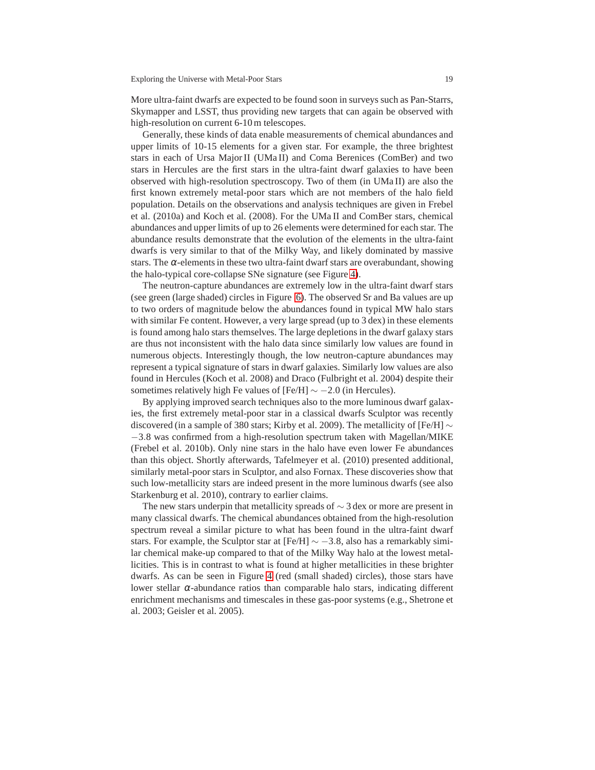More ultra-faint dwarfs are expected to be found soon in surveys such as Pan-Starrs, Skymapper and LSST, thus providing new targets that can again be observed with high-resolution on current 6-10 m telescopes.

Generally, these kinds of data enable measurements of chemical abundances and upper limits of 10-15 elements for a given star. For example, the three brightest stars in each of Ursa Major II (UMa II) and Coma Berenices (ComBer) and two stars in Hercules are the first stars in the ultra-faint dwarf galaxies to have been observed with high-resolution spectroscopy. Two of them (in UMa II) are also the first known extremely metal-poor stars which are not members of the halo field population. Details on the observations and analysis techniques are given in Frebel et al. (2010a) and Koch et al. (2008). For the UMa II and ComBer stars, chemical abundances and upper limits of up to 26 elements were determined for each star. The abundance results demonstrate that the evolution of the elements in the ultra-faint dwarfs is very similar to that of the Milky Way, and likely dominated by massive stars. The $\alpha$-elements in these two ultra-faint dwarf stars are overabundant, showing the halo-typical core-collapse SNe signature (see Figure 4).

The neutron-capture abundances are extremely low in the ultra-faint dwarf stars (see green (large shaded) circles in Figure 6). The observed Sr and Ba values are up to two orders of magnitude below the abundances found in typical MW halo stars with similar Fe content. However, a very large spread (up to 3 dex) in these elements is found among halo stars themselves. The large depletions in the dwarf galaxy stars are thus not inconsistent with the halo data since similarly low values are found in numerous objects. Interestingly though, the low neutron-capture abundances may represent a typical signature of stars in dwarf galaxies. Similarly low values are also found in Hercules (Koch et al. 2008) and Draco (Fulbright et al. 2004) despite their sometimes relatively high Fe values of [Fe/H] $\sim -2.0$ (in Hercules).

By applying improved search techniques also to the more luminous dwarf galaxies, the first extremely metal-poor star in a classical dwarfs Sculptor was recently discovered (in a sample of 380 stars; Kirby et al. 2009). The metallicity of [Fe/H] $\sim -3.8$ was confirmed from a high-resolution spectrum taken with Magellan/MIKE (Frebel et al. 2010b). Only nine stars in the halo have even lower Fe abundances than this object. Shortly afterwards, Tafelmeyer et al. (2010) presented additional, similarly metal-poor stars in Sculptor, and also Fornax. These discoveries show that such low-metallicity stars are indeed present in the more luminous dwarfs (see also Starkenburg et al. 2010), contrary to earlier claims.

The new stars underpin that metallicity spreads of $\sim 3$ dex or more are present in many classical dwarfs. The chemical abundances obtained from the high-resolution spectrum reveal a similar picture to what has been found in the ultra-faint dwarf stars. For example, the Sculptor star at [Fe/H] $\sim -3.8$, also has a remarkably similar chemical make-up compared to that of the Milky Way halo at the lowest metallicities. This is in contrast to what is found at higher metallicities in these brighter dwarfs. As can be seen in Figure 4 (red (small shaded) circles), those stars have lower stellar $\alpha$-abundance ratios than comparable halo stars, indicating different enrichment mechanisms and timescales in these gas-poor systems (e.g., Shetrone et al. 2003; Geisler et al. 2005).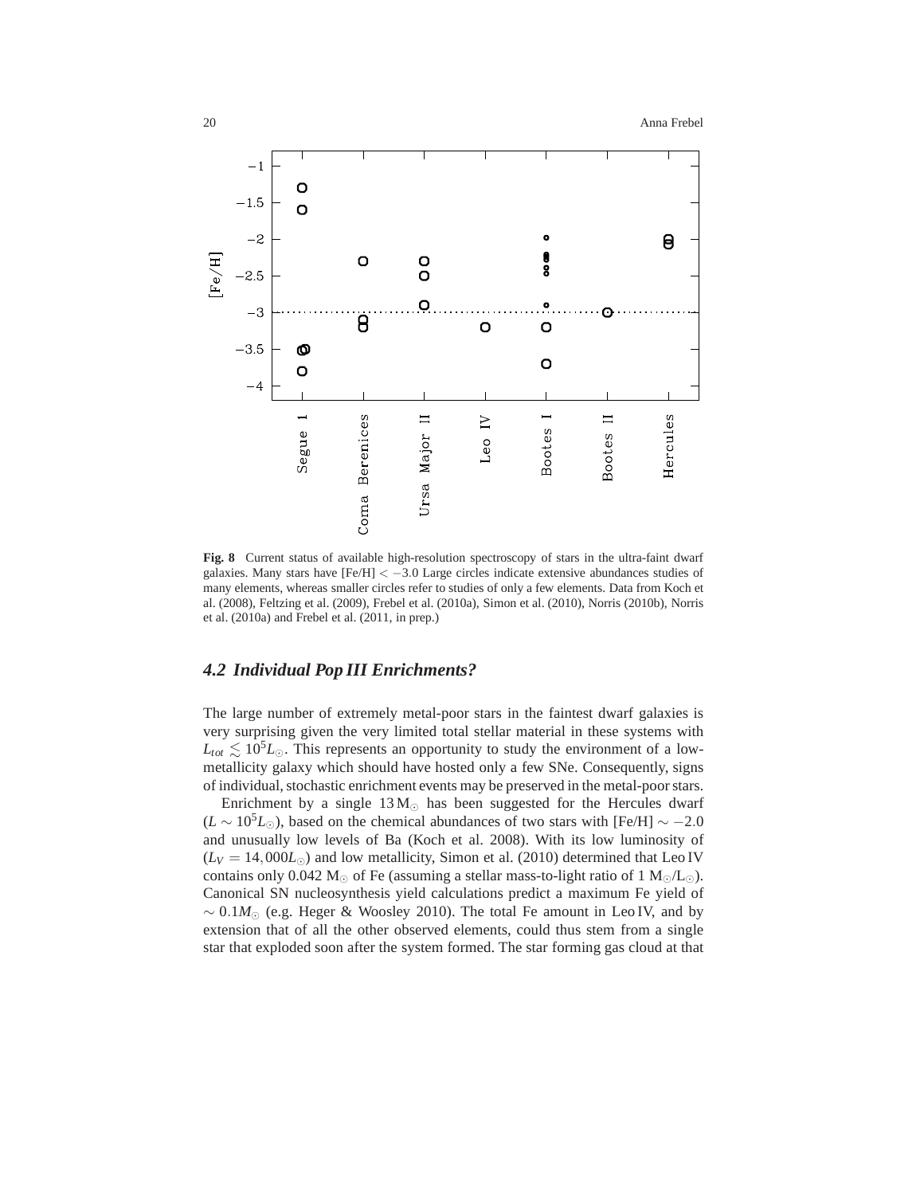**Fig. 8** Current status of available high-resolution spectroscopy of stars in the ultra-faint dwarf galaxies. Many stars have [Fe/H] $< -3.0$ Large circles indicate extensive abundances studies of many elements, whereas smaller circles refer to studies of only a few elements. Data from Koch et al. (2008), Feltzing et al. (2009), Frebel et al. (2010a), Simon et al. (2010), Norris (2010b), Norris et al. (2010a) and Frebel et al. (2011, in prep.)

## *4.2 Individual Pop III Enrichments?*

The large number of extremely metal-poor stars in the faintest dwarf galaxies is very surprising given the very limited total stellar material in these systems with $L_{tot} \lesssim 10^5 L_\odot$. This represents an opportunity to study the environment of a low-metallicity galaxy which should have hosted only a few SNe. Consequently, signs of individual, stochastic enrichment events may be preserved in the metal-poor stars.

Enrichment by a single $13\,M_\odot$ has been suggested for the Hercules dwarf ($L \sim 10^5 L_\odot$), based on the chemical abundances of two stars with [Fe/H] $\sim -2.0$ and unusually low levels of Ba (Koch et al. 2008). With its low luminosity of ($L_V = 14,000 L_\odot$) and low metallicity, Simon et al. (2010) determined that Leo IV contains only 0.042 $M_\odot$ of Fe (assuming a stellar mass-to-light ratio of 1 $M_\odot/L_\odot$). Canonical SN nucleosynthesis yield calculations predict a maximum Fe yield of $\sim 0.1 M_\odot$ (e.g. Heger & Woosley 2010). The total Fe amount in Leo IV, and by extension that of all the other observed elements, could thus stem from a single star that exploded soon after the system formed. The star forming gas cloud at that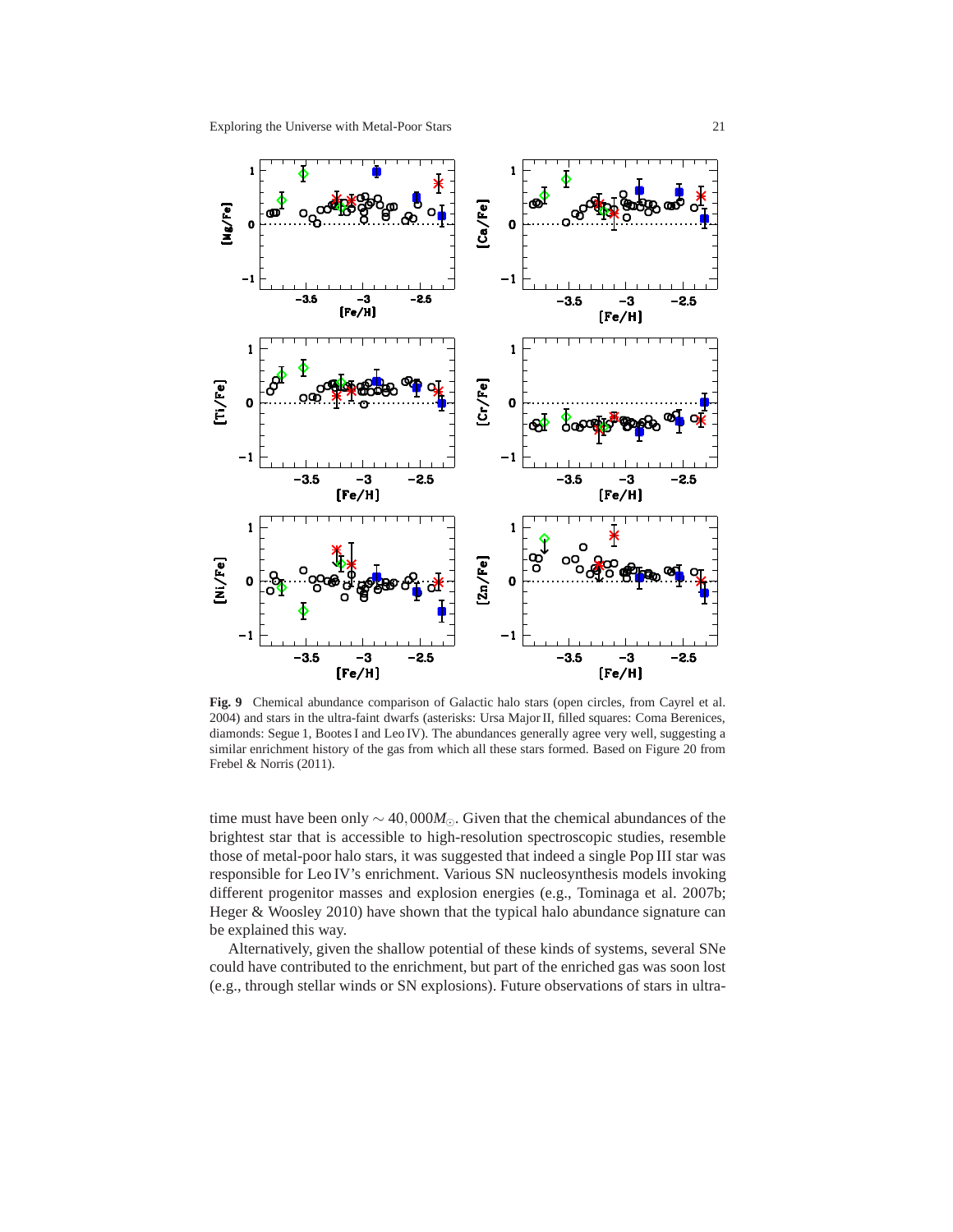**Fig. 9** Chemical abundance comparison of Galactic halo stars (open circles, from Cayrel et al. 2004) and stars in the ultra-faint dwarfs (asterisks: Ursa Major II, filled squares: Coma Berenices, diamonds: Segue 1, Bootes I and Leo IV). The abundances generally agree very well, suggesting a similar enrichment history of the gas from which all these stars formed. Based on Figure 20 from Frebel & Norris (2011).

time must have been only $\sim 40,000 M_{\odot}$. Given that the chemical abundances of the brightest star that is accessible to high-resolution spectroscopic studies, resemble those of metal-poor halo stars, it was suggested that indeed a single Pop III star was responsible for Leo IV's enrichment. Various SN nucleosynthesis models invoking different progenitor masses and explosion energies (e.g., Tominaga et al. 2007b; Heger & Woosley 2010) have shown that the typical halo abundance signature can be explained this way.

Alternatively, given the shallow potential of these kinds of systems, several SNe could have contributed to the enrichment, but part of the enriched gas was soon lost (e.g., through stellar winds or SN explosions). Future observations of stars in ultra-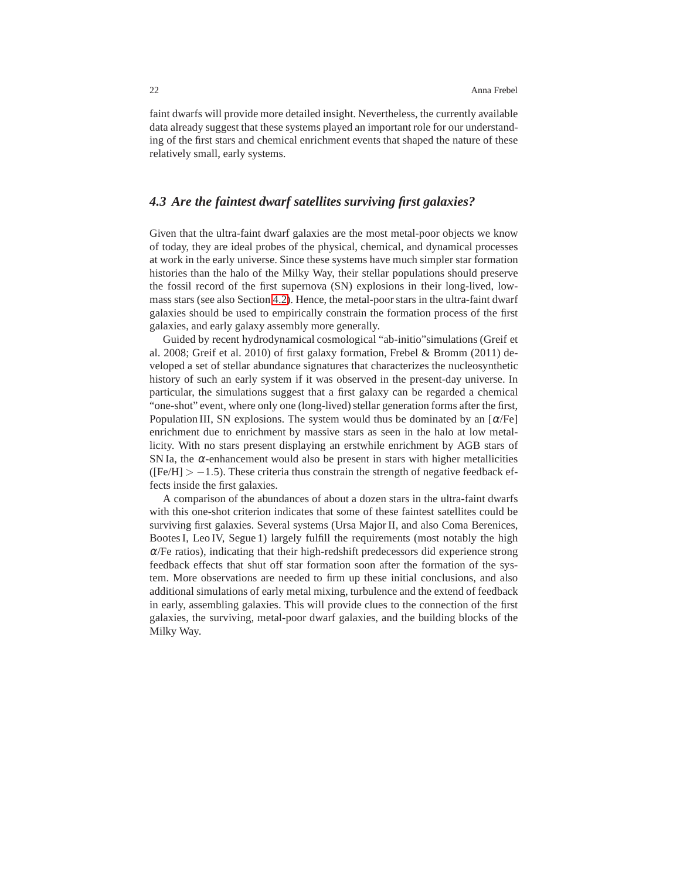faint dwarfs will provide more detailed insight. Nevertheless, the currently available data already suggest that these systems played an important role for our understanding of the first stars and chemical enrichment events that shaped the nature of these relatively small, early systems.

### *4.3 Are the faintest dwarf satellites surviving first galaxies?*

Given that the ultra-faint dwarf galaxies are the most metal-poor objects we know of today, they are ideal probes of the physical, chemical, and dynamical processes at work in the early universe. Since these systems have much simpler star formation histories than the halo of the Milky Way, their stellar populations should preserve the fossil record of the first supernova (SN) explosions in their long-lived, low-mass stars (see also Section 4.2). Hence, the metal-poor stars in the ultra-faint dwarf galaxies should be used to empirically constrain the formation process of the first galaxies, and early galaxy assembly more generally.

Guided by recent hydrodynamical cosmological "ab-initio"simulations (Greif et al. 2008; Greif et al. 2010) of first galaxy formation, Frebel & Bromm (2011) developed a set of stellar abundance signatures that characterizes the nucleosynthetic history of such an early system if it was observed in the present-day universe. In particular, the simulations suggest that a first galaxy can be regarded a chemical "one-shot" event, where only one (long-lived) stellar generation forms after the first, Population III, SN explosions. The system would thus be dominated by an [$\alpha$/Fe] enrichment due to enrichment by massive stars as seen in the halo at low metallicity. With no stars present displaying an erstwhile enrichment by AGB stars of SN Ia, the $\alpha$-enhancement would also be present in stars with higher metallicities ([Fe/H] $> -1.5$). These criteria thus constrain the strength of negative feedback effects inside the first galaxies.

A comparison of the abundances of about a dozen stars in the ultra-faint dwarfs with this one-shot criterion indicates that some of these faintest satellites could be surviving first galaxies. Several systems (Ursa Major II, and also Coma Berenices, Bootes I, Leo IV, Segue 1) largely fulfill the requirements (most notably the high $\alpha$/Fe ratios), indicating that their high-redshift predecessors did experience strong feedback effects that shut off star formation soon after the formation of the system. More observations are needed to firm up these initial conclusions, and also additional simulations of early metal mixing, turbulence and the extend of feedback in early, assembling galaxies. This will provide clues to the connection of the first galaxies, the surviving, metal-poor dwarf galaxies, and the building blocks of the Milky Way.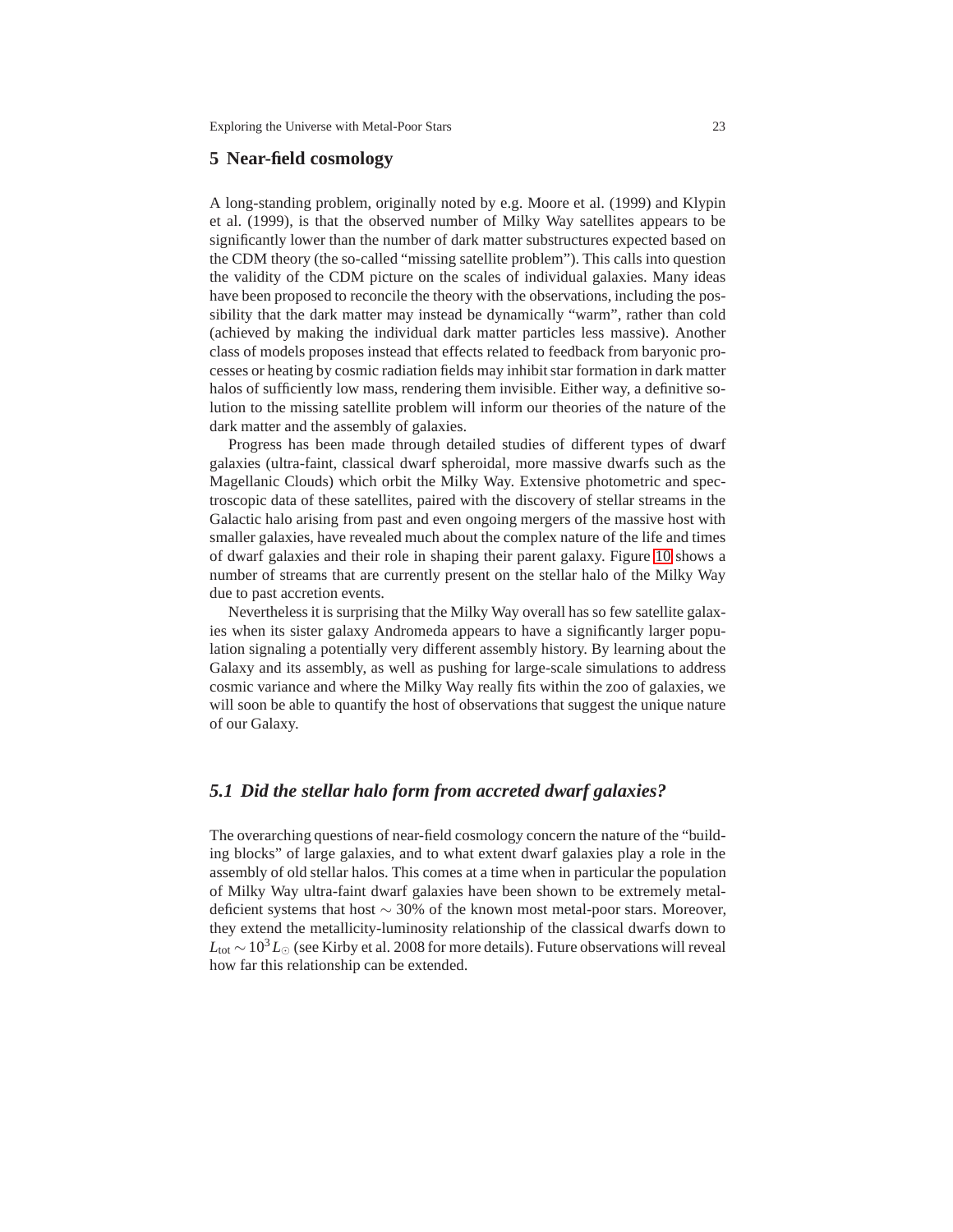## 5 Near-field cosmology

A long-standing problem, originally noted by e.g. Moore et al. (1999) and Klypin et al. (1999), is that the observed number of Milky Way satellites appears to be significantly lower than the number of dark matter substructures expected based on the CDM theory (the so-called "missing satellite problem"). This calls into question the validity of the CDM picture on the scales of individual galaxies. Many ideas have been proposed to reconcile the theory with the observations, including the possibility that the dark matter may instead be dynamically "warm", rather than cold (achieved by making the individual dark matter particles less massive). Another class of models proposes instead that effects related to feedback from baryonic processes or heating by cosmic radiation fields may inhibit star formation in dark matter halos of sufficiently low mass, rendering them invisible. Either way, a definitive solution to the missing satellite problem will inform our theories of the nature of the dark matter and the assembly of galaxies.

Progress has been made through detailed studies of different types of dwarf galaxies (ultra-faint, classical dwarf spheroidal, more massive dwarfs such as the Magellanic Clouds) which orbit the Milky Way. Extensive photometric and spectroscopic data of these satellites, paired with the discovery of stellar streams in the Galactic halo arising from past and even ongoing mergers of the massive host with smaller galaxies, have revealed much about the complex nature of the life and times of dwarf galaxies and their role in shaping their parent galaxy. Figure 10 shows a number of streams that are currently present on the stellar halo of the Milky Way due to past accretion events.

Nevertheless it is surprising that the Milky Way overall has so few satellite galaxies when its sister galaxy Andromeda appears to have a significantly larger population signaling a potentially very different assembly history. By learning about the Galaxy and its assembly, as well as pushing for large-scale simulations to address cosmic variance and where the Milky Way really fits within the zoo of galaxies, we will soon be able to quantify the host of observations that suggest the unique nature of our Galaxy.

### *5.1 Did the stellar halo form from accreted dwarf galaxies?*

The overarching questions of near-field cosmology concern the nature of the "building blocks" of large galaxies, and to what extent dwarf galaxies play a role in the assembly of old stellar halos. This comes at a time when in particular the population of Milky Way ultra-faint dwarf galaxies have been shown to be extremely metal-deficient systems that host $\sim 30\%$ of the known most metal-poor stars. Moreover, they extend the metallicity-luminosity relationship of the classical dwarfs down to $L_{\text{tot}} \sim 10^3 L_\odot$ (see Kirby et al. 2008 for more details). Future observations will reveal how far this relationship can be extended.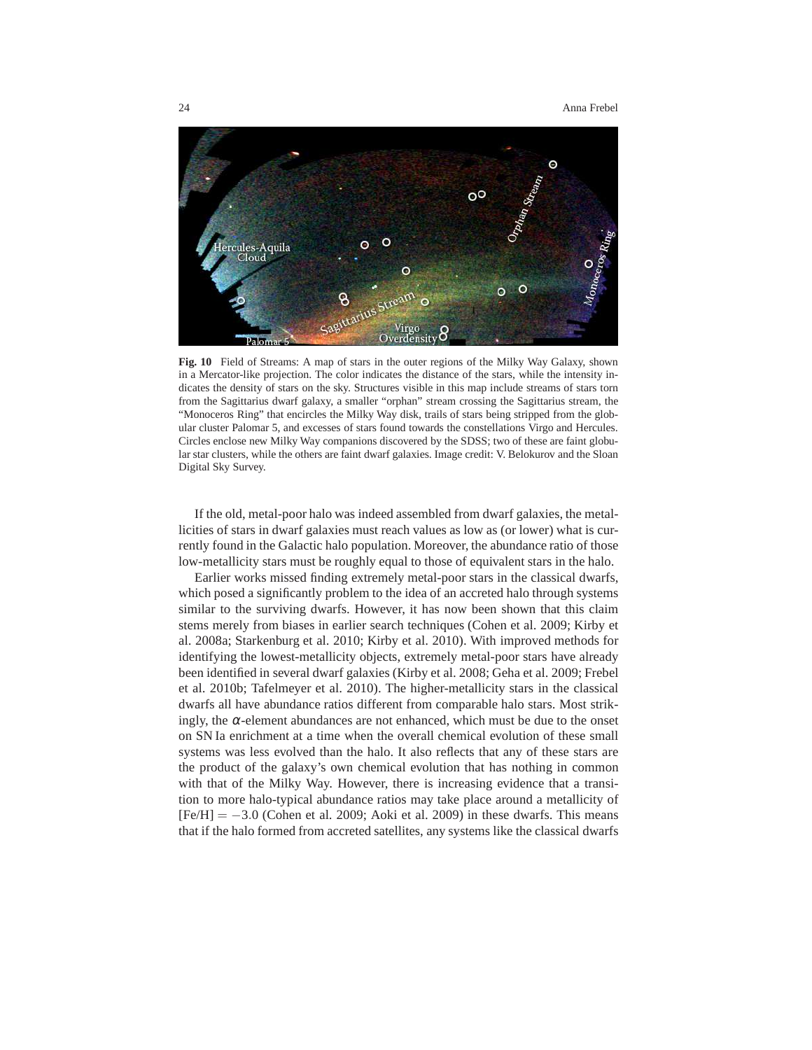**Fig. 10** Field of Streams: A map of stars in the outer regions of the Milky Way Galaxy, shown in a Mercator-like projection. The color indicates the distance of the stars, while the intensity indicates the density of stars on the sky. Structures visible in this map include streams of stars torn from the Sagittarius dwarf galaxy, a smaller "orphan" stream crossing the Sagittarius stream, the "Monoceros Ring" that encircles the Milky Way disk, trails of stars being stripped from the globular cluster Palomar 5, and excesses of stars found towards the constellations Virgo and Hercules. Circles enclose new Milky Way companions discovered by the SDSS; two of these are faint globular star clusters, while the others are faint dwarf galaxies. Image credit: V. Belokurov and the Sloan Digital Sky Survey.

If the old, metal-poor halo was indeed assembled from dwarf galaxies, the metallicities of stars in dwarf galaxies must reach values as low as (or lower) what is currently found in the Galactic halo population. Moreover, the abundance ratio of those low-metallicity stars must be roughly equal to those of equivalent stars in the halo.

Earlier works missed finding extremely metal-poor stars in the classical dwarfs, which posed a significantly problem to the idea of an accreted halo through systems similar to the surviving dwarfs. However, it has now been shown that this claim stems merely from biases in earlier search techniques (Cohen et al. 2009; Kirby et al. 2008a; Starkenburg et al. 2010; Kirby et al. 2010). With improved methods for identifying the lowest-metallicity objects, extremely metal-poor stars have already been identified in several dwarf galaxies (Kirby et al. 2008; Geha et al. 2009; Frebel et al. 2010b; Tafelmeyer et al. 2010). The higher-metallicity stars in the classical dwarfs all have abundance ratios different from comparable halo stars. Most strikingly, the $\alpha$-element abundances are not enhanced, which must be due to the onset on SN Ia enrichment at a time when the overall chemical evolution of these small systems was less evolved than the halo. It also reflects that any of these stars are the product of the galaxy's own chemical evolution that has nothing in common with that of the Milky Way. However, there is increasing evidence that a transition to more halo-typical abundance ratios may take place around a metallicity of $[\mathrm{Fe/H}] = -3.0$ (Cohen et al. 2009; Aoki et al. 2009) in these dwarfs. This means that if the halo formed from accreted satellites, any systems like the classical dwarfs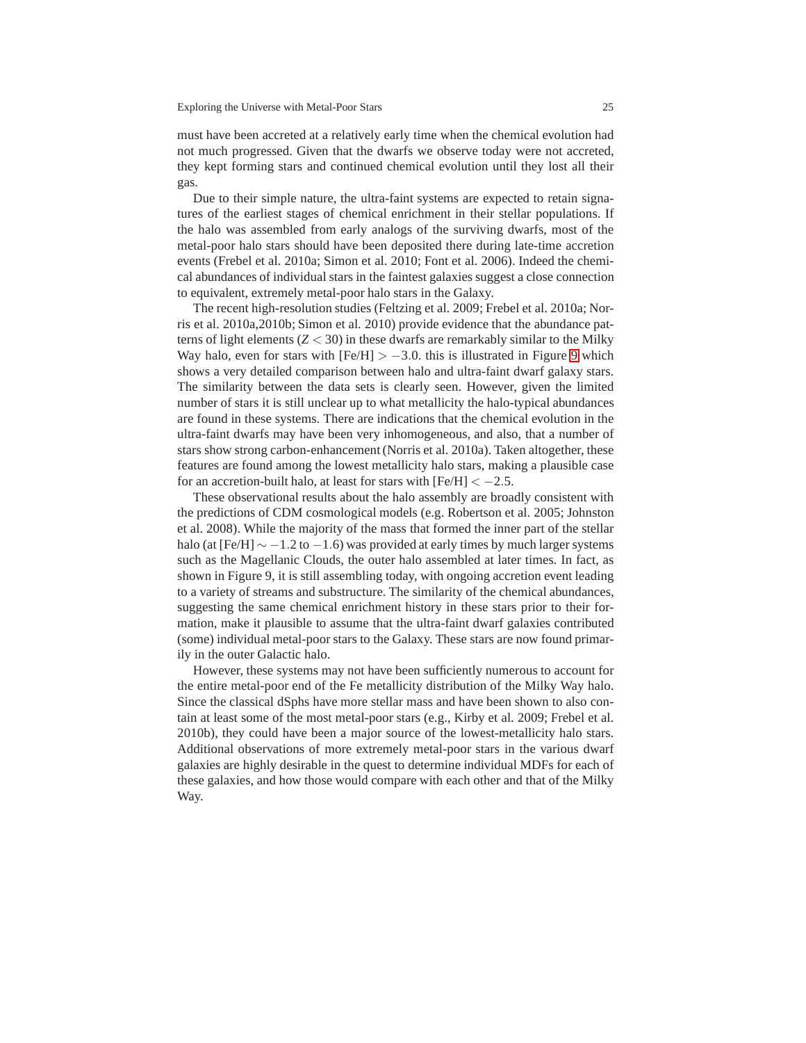must have been accreted at a relatively early time when the chemical evolution had not much progressed. Given that the dwarfs we observe today were not accreted, they kept forming stars and continued chemical evolution until they lost all their gas.

Due to their simple nature, the ultra-faint systems are expected to retain signatures of the earliest stages of chemical enrichment in their stellar populations. If the halo was assembled from early analogs of the surviving dwarfs, most of the metal-poor halo stars should have been deposited there during late-time accretion events (Frebel et al. 2010a; Simon et al. 2010; Font et al. 2006). Indeed the chemical abundances of individual stars in the faintest galaxies suggest a close connection to equivalent, extremely metal-poor halo stars in the Galaxy.

The recent high-resolution studies (Feltzing et al. 2009; Frebel et al. 2010a; Norris et al. 2010a,2010b; Simon et al. 2010) provide evidence that the abundance patterns of light elements ($Z < 30$) in these dwarfs are remarkably similar to the Milky Way halo, even for stars with $\mathrm{[Fe/H]} > -3.0$. this is illustrated in Figure 9 which shows a very detailed comparison between halo and ultra-faint dwarf galaxy stars. The similarity between the data sets is clearly seen. However, given the limited number of stars it is still unclear up to what metallicity the halo-typical abundances are found in these systems. There are indications that the chemical evolution in the ultra-faint dwarfs may have been very inhomogeneous, and also, that a number of stars show strong carbon-enhancement (Norris et al. 2010a). Taken altogether, these features are found among the lowest metallicity halo stars, making a plausible case for an accretion-built halo, at least for stars with $\mathrm{[Fe/H]} < -2.5$.

These observational results about the halo assembly are broadly consistent with the predictions of CDM cosmological models (e.g. Robertson et al. 2005; Johnston et al. 2008). While the majority of the mass that formed the inner part of the stellar halo (at $\mathrm{[Fe/H]} \sim -1.2$ to $-1.6$) was provided at early times by much larger systems such as the Magellanic Clouds, the outer halo assembled at later times. In fact, as shown in Figure 9, it is still assembling today, with ongoing accretion event leading to a variety of streams and substructure. The similarity of the chemical abundances, suggesting the same chemical enrichment history in these stars prior to their formation, make it plausible to assume that the ultra-faint dwarf galaxies contributed (some) individual metal-poor stars to the Galaxy. These stars are now found primarily in the outer Galactic halo.

However, these systems may not have been sufficiently numerous to account for the entire metal-poor end of the Fe metallicity distribution of the Milky Way halo. Since the classical dSphs have more stellar mass and have been shown to also contain at least some of the most metal-poor stars (e.g., Kirby et al. 2009; Frebel et al. 2010b), they could have been a major source of the lowest-metallicity halo stars. Additional observations of more extremely metal-poor stars in the various dwarf galaxies are highly desirable in the quest to determine individual MDFs for each of these galaxies, and how those would compare with each other and that of the Milky Way.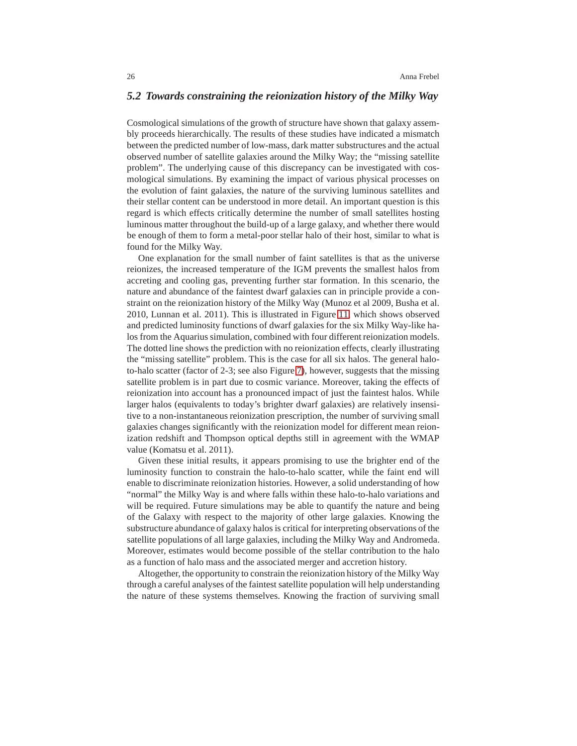### 5.2 Towards constraining the reionization history of the Milky Way

Cosmological simulations of the growth of structure have shown that galaxy assembly proceeds hierarchically. The results of these studies have indicated a mismatch between the predicted number of low-mass, dark matter substructures and the actual observed number of satellite galaxies around the Milky Way; the "missing satellite problem". The underlying cause of this discrepancy can be investigated with cosmological simulations. By examining the impact of various physical processes on the evolution of faint galaxies, the nature of the surviving luminous satellites and their stellar content can be understood in more detail. An important question is this regard is which effects critically determine the number of small satellites hosting luminous matter throughout the build-up of a large galaxy, and whether there would be enough of them to form a metal-poor stellar halo of their host, similar to what is found for the Milky Way.

One explanation for the small number of faint satellites is that as the universe reionizes, the increased temperature of the IGM prevents the smallest halos from accreting and cooling gas, preventing further star formation. In this scenario, the nature and abundance of the faintest dwarf galaxies can in principle provide a constraint on the reionization history of the Milky Way (Munoz et al 2009, Busha et al. 2010, Lunnan et al. 2011). This is illustrated in Figure 11, which shows observed and predicted luminosity functions of dwarf galaxies for the six Milky Way-like halos from the Aquarius simulation, combined with four different reionization models. The dotted line shows the prediction with no reionization effects, clearly illustrating the "missing satellite" problem. This is the case for all six halos. The general halo-to-halo scatter (factor of 2-3; see also Figure 7), however, suggests that the missing satellite problem is in part due to cosmic variance. Moreover, taking the effects of reionization into account has a pronounced impact of just the faintest halos. While larger halos (equivalents to today's brighter dwarf galaxies) are relatively insensitive to a non-instantaneous reionization prescription, the number of surviving small galaxies changes significantly with the reionization model for different mean reionization redshift and Thompson optical depths still in agreement with the WMAP value (Komatsu et al. 2011).

Given these initial results, it appears promising to use the brighter end of the luminosity function to constrain the halo-to-halo scatter, while the faint end will enable to discriminate reionization histories. However, a solid understanding of how "normal" the Milky Way is and where falls within these halo-to-halo variations and will be required. Future simulations may be able to quantify the nature and being of the Galaxy with respect to the majority of other large galaxies. Knowing the substructure abundance of galaxy halos is critical for interpreting observations of the satellite populations of all large galaxies, including the Milky Way and Andromeda. Moreover, estimates would become possible of the stellar contribution to the halo as a function of halo mass and the associated merger and accretion history.

Altogether, the opportunity to constrain the reionization history of the Milky Way through a careful analyses of the faintest satellite population will help understanding the nature of these systems themselves. Knowing the fraction of surviving small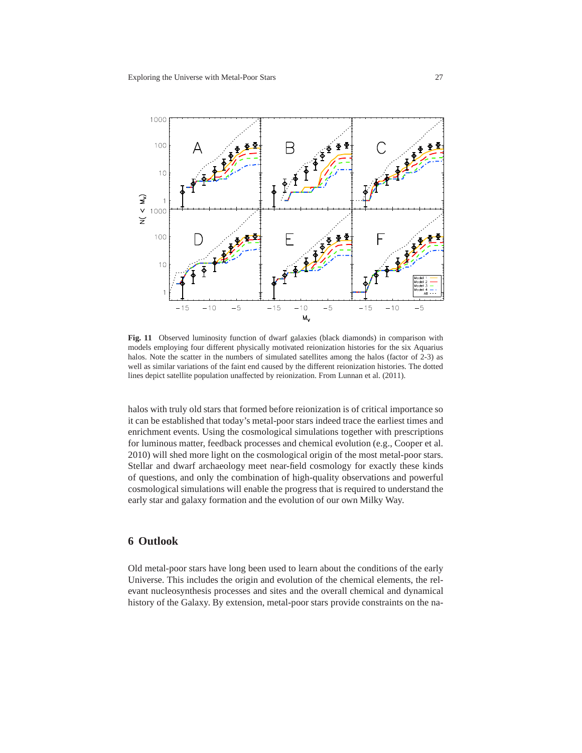**Fig. 11** Observed luminosity function of dwarf galaxies (black diamonds) in comparison with models employing four different physically motivated reionization histories for the six Aquarius halos. Note the scatter in the numbers of simulated satellites among the halos (factor of 2-3) as well as similar variations of the faint end caused by the different reionization histories. The dotted lines depict satellite population unaffected by reionization. From Lunnan et al. (2011).

halos with truly old stars that formed before reionization is of critical importance so it can be established that today's metal-poor stars indeed trace the earliest times and enrichment events. Using the cosmological simulations together with prescriptions for luminous matter, feedback processes and chemical evolution (e.g., Cooper et al. 2010) will shed more light on the cosmological origin of the most metal-poor stars. Stellar and dwarf archaeology meet near-field cosmology for exactly these kinds of questions, and only the combination of high-quality observations and powerful cosmological simulations will enable the progress that is required to understand the early star and galaxy formation and the evolution of our own Milky Way.

## 6 Outlook

Old metal-poor stars have long been used to learn about the conditions of the early Universe. This includes the origin and evolution of the chemical elements, the relevant nucleosynthesis processes and sites and the overall chemical and dynamical history of the Galaxy. By extension, metal-poor stars provide constraints on the na-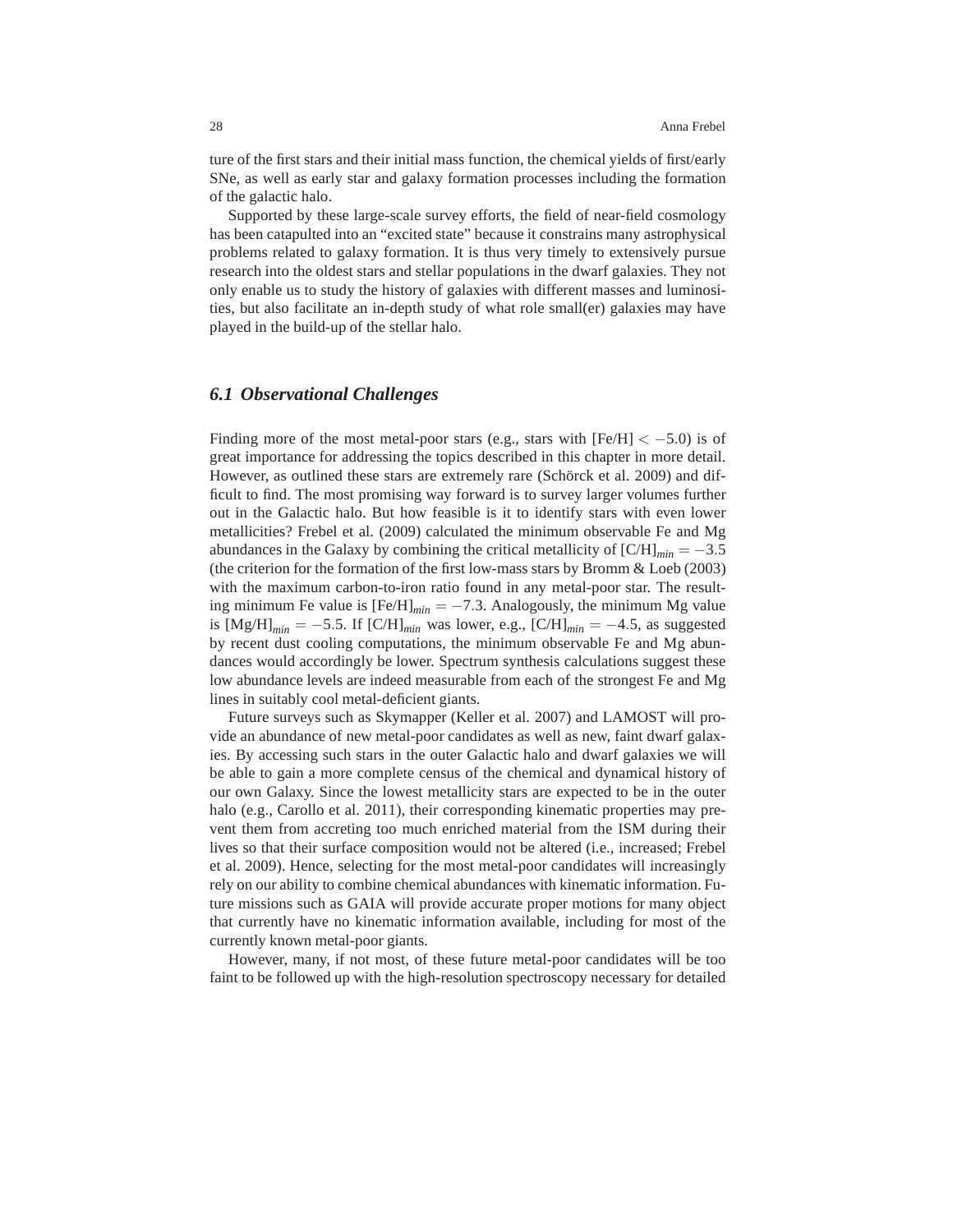ture of the first stars and their initial mass function, the chemical yields of first/early SNe, as well as early star and galaxy formation processes including the formation of the galactic halo.

Supported by these large-scale survey efforts, the field of near-field cosmology has been catapulted into an "excited state" because it constrains many astrophysical problems related to galaxy formation. It is thus very timely to extensively pursue research into the oldest stars and stellar populations in the dwarf galaxies. They not only enable us to study the history of galaxies with different masses and luminosities, but also facilitate an in-depth study of what role small(er) galaxies may have played in the build-up of the stellar halo.

### *6.1 Observational Challenges*

Finding more of the most metal-poor stars (e.g., stars with [Fe/H] $< -5.0$) is of great importance for addressing the topics described in this chapter in more detail. However, as outlined these stars are extremely rare (Schörck et al. 2009) and difficult to find. The most promising way forward is to survey larger volumes further out in the Galactic halo. But how feasible is it to identify stars with even lower metallicities? Frebel et al. (2009) calculated the minimum observable Fe and Mg abundances in the Galaxy by combining the critical metallicity of $[\mathrm{C/H}]_{min} = -3.5$ (the criterion for the formation of the first low-mass stars by Bromm & Loeb (2003) with the maximum carbon-to-iron ratio found in any metal-poor star. The resulting minimum Fe value is $[\mathrm{Fe/H}]_{min} = -7.3$. Analogously, the minimum Mg value is $[\mathrm{Mg/H}]_{min} = -5.5$. If $[\mathrm{C/H}]_{min}$ was lower, e.g., $[\mathrm{C/H}]_{min} = -4.5$, as suggested by recent dust cooling computations, the minimum observable Fe and Mg abundances would accordingly be lower. Spectrum synthesis calculations suggest these low abundance levels are indeed measurable from each of the strongest Fe and Mg lines in suitably cool metal-deficient giants.

Future surveys such as Skymapper (Keller et al. 2007) and LAMOST will provide an abundance of new metal-poor candidates as well as new, faint dwarf galaxies. By accessing such stars in the outer Galactic halo and dwarf galaxies we will be able to gain a more complete census of the chemical and dynamical history of our own Galaxy. Since the lowest metallicity stars are expected to be in the outer halo (e.g., Carollo et al. 2011), their corresponding kinematic properties may prevent them from accreting too much enriched material from the ISM during their lives so that their surface composition would not be altered (i.e., increased; Frebel et al. 2009). Hence, selecting for the most metal-poor candidates will increasingly rely on our ability to combine chemical abundances with kinematic information. Future missions such as GAIA will provide accurate proper motions for many object that currently have no kinematic information available, including for most of the currently known metal-poor giants.

However, many, if not most, of these future metal-poor candidates will be too faint to be followed up with the high-resolution spectroscopy necessary for detailed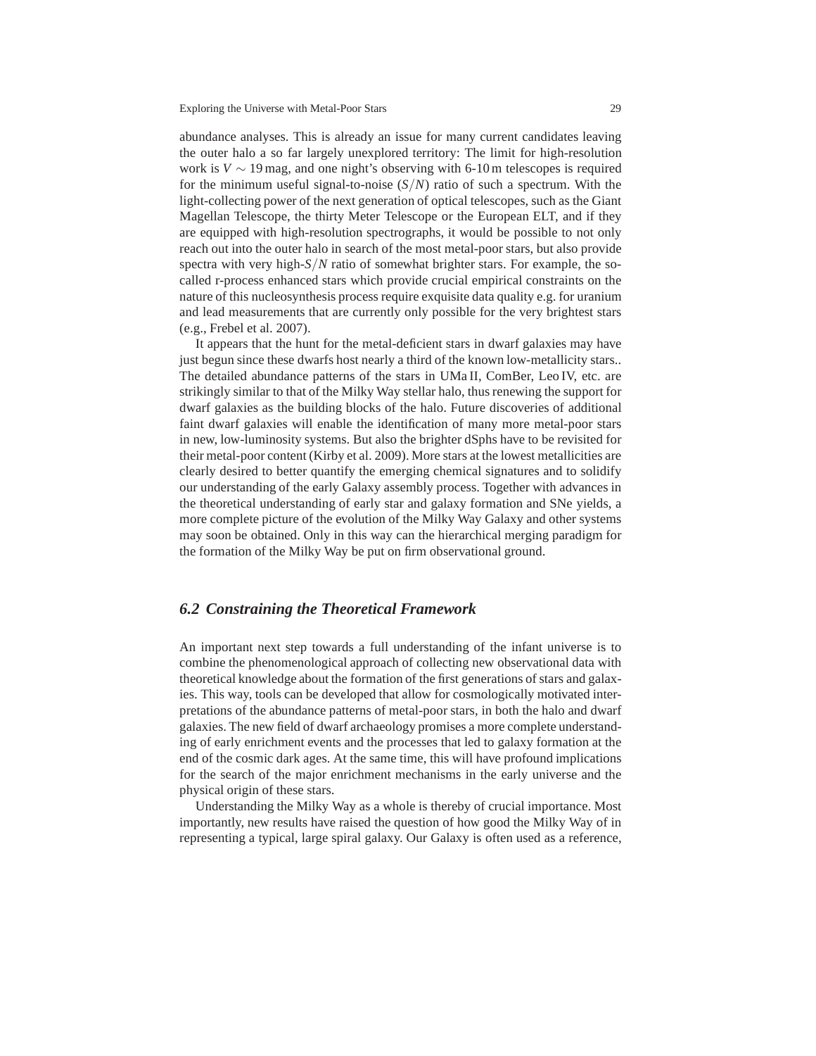abundance analyses. This is already an issue for many current candidates leaving the outer halo a so far largely unexplored territory: The limit for high-resolution work is $V \sim 19$ mag, and one night's observing with 6-10 m telescopes is required for the minimum useful signal-to-noise ($S/N$) ratio of such a spectrum. With the light-collecting power of the next generation of optical telescopes, such as the Giant Magellan Telescope, the thirty Meter Telescope or the European ELT, and if they are equipped with high-resolution spectrographs, it would be possible to not only reach out into the outer halo in search of the most metal-poor stars, but also provide spectra with very high-$S/N$ ratio of somewhat brighter stars. For example, the so-called r-process enhanced stars which provide crucial empirical constraints on the nature of this nucleosynthesis process require exquisite data quality e.g. for uranium and lead measurements that are currently only possible for the very brightest stars (e.g., Frebel et al. 2007).

It appears that the hunt for the metal-deficient stars in dwarf galaxies may have just begun since these dwarfs host nearly a third of the known low-metallicity stars.. The detailed abundance patterns of the stars in UMa II, ComBer, Leo IV, etc. are strikingly similar to that of the Milky Way stellar halo, thus renewing the support for dwarf galaxies as the building blocks of the halo. Future discoveries of additional faint dwarf galaxies will enable the identification of many more metal-poor stars in new, low-luminosity systems. But also the brighter dSphs have to be revisited for their metal-poor content (Kirby et al. 2009). More stars at the lowest metallicities are clearly desired to better quantify the emerging chemical signatures and to solidify our understanding of the early Galaxy assembly process. Together with advances in the theoretical understanding of early star and galaxy formation and SNe yields, a more complete picture of the evolution of the Milky Way Galaxy and other systems may soon be obtained. Only in this way can the hierarchical merging paradigm for the formation of the Milky Way be put on firm observational ground.

### *6.2 Constraining the Theoretical Framework*

An important next step towards a full understanding of the infant universe is to combine the phenomenological approach of collecting new observational data with theoretical knowledge about the formation of the first generations of stars and galaxies. This way, tools can be developed that allow for cosmologically motivated interpretations of the abundance patterns of metal-poor stars, in both the halo and dwarf galaxies. The new field of dwarf archaeology promises a more complete understanding of early enrichment events and the processes that led to galaxy formation at the end of the cosmic dark ages. At the same time, this will have profound implications for the search of the major enrichment mechanisms in the early universe and the physical origin of these stars.

Understanding the Milky Way as a whole is thereby of crucial importance. Most importantly, new results have raised the question of how good the Milky Way of in representing a typical, large spiral galaxy. Our Galaxy is often used as a reference,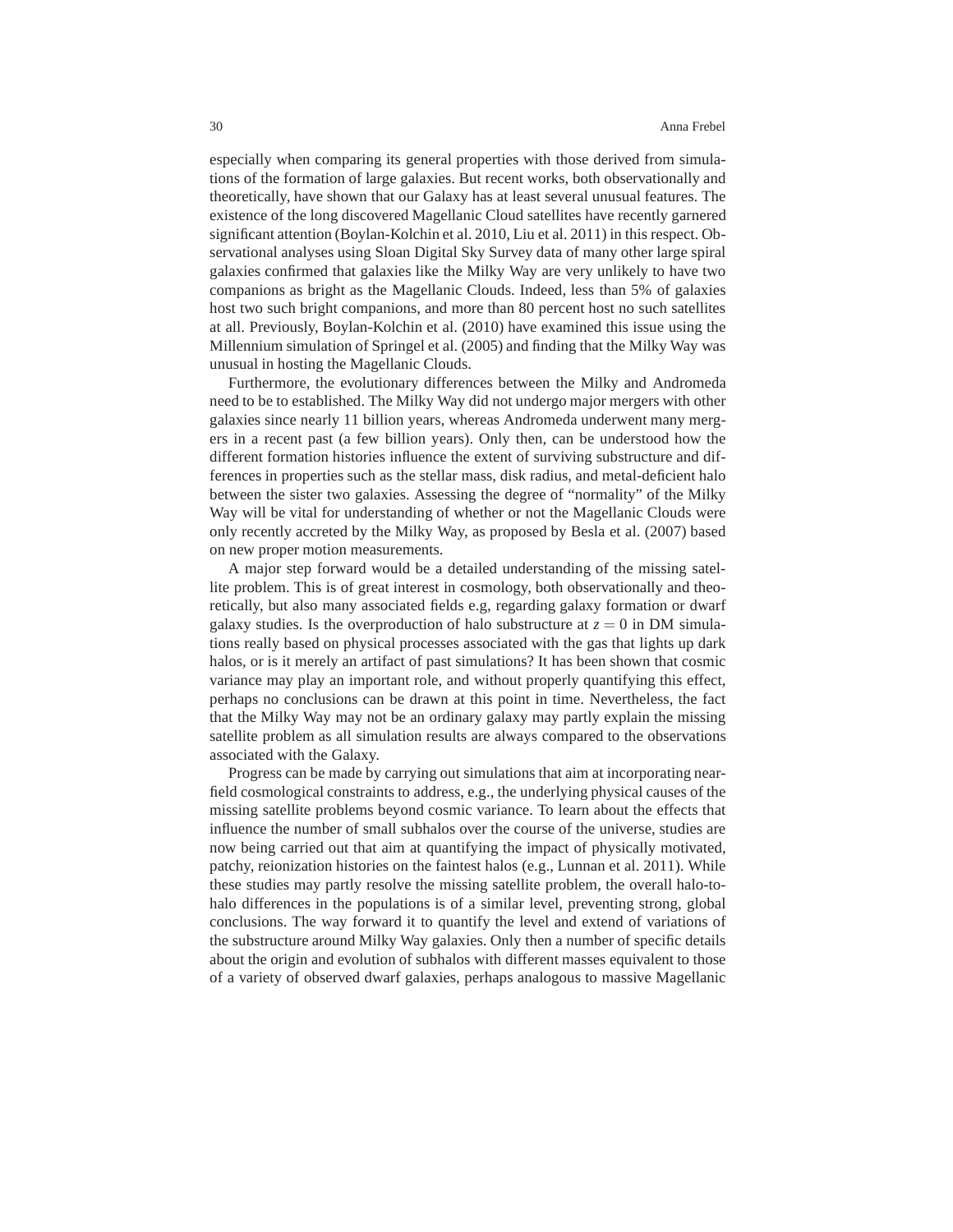especially when comparing its general properties with those derived from simulations of the formation of large galaxies. But recent works, both observationally and theoretically, have shown that our Galaxy has at least several unusual features. The existence of the long discovered Magellanic Cloud satellites have recently garnered significant attention (Boylan-Kolchin et al. 2010, Liu et al. 2011) in this respect. Observational analyses using Sloan Digital Sky Survey data of many other large spiral galaxies confirmed that galaxies like the Milky Way are very unlikely to have two companions as bright as the Magellanic Clouds. Indeed, less than 5% of galaxies host two such bright companions, and more than 80 percent host no such satellites at all. Previously, Boylan-Kolchin et al. (2010) have examined this issue using the Millennium simulation of Springel et al. (2005) and finding that the Milky Way was unusual in hosting the Magellanic Clouds.

Furthermore, the evolutionary differences between the Milky and Andromeda need to be to established. The Milky Way did not undergo major mergers with other galaxies since nearly 11 billion years, whereas Andromeda underwent many mergers in a recent past (a few billion years). Only then, can be understood how the different formation histories influence the extent of surviving substructure and differences in properties such as the stellar mass, disk radius, and metal-deficient halo between the sister two galaxies. Assessing the degree of "normality" of the Milky Way will be vital for understanding of whether or not the Magellanic Clouds were only recently accreted by the Milky Way, as proposed by Besla et al. (2007) based on new proper motion measurements.

A major step forward would be a detailed understanding of the missing satellite problem. This is of great interest in cosmology, both observationally and theoretically, but also many associated fields e.g, regarding galaxy formation or dwarf galaxy studies. Is the overproduction of halo substructure at $z = 0$ in DM simulations really based on physical processes associated with the gas that lights up dark halos, or is it merely an artifact of past simulations? It has been shown that cosmic variance may play an important role, and without properly quantifying this effect, perhaps no conclusions can be drawn at this point in time. Nevertheless, the fact that the Milky Way may not be an ordinary galaxy may partly explain the missing satellite problem as all simulation results are always compared to the observations associated with the Galaxy.

Progress can be made by carrying out simulations that aim at incorporating near-field cosmological constraints to address, e.g., the underlying physical causes of the missing satellite problems beyond cosmic variance. To learn about the effects that influence the number of small subhalos over the course of the universe, studies are now being carried out that aim at quantifying the impact of physically motivated, patchy, reionization histories on the faintest halos (e.g., Lunnan et al. 2011). While these studies may partly resolve the missing satellite problem, the overall halo-to-halo differences in the populations is of a similar level, preventing strong, global conclusions. The way forward it to quantify the level and extend of variations of the substructure around Milky Way galaxies. Only then a number of specific details about the origin and evolution of subhalos with different masses equivalent to those of a variety of observed dwarf galaxies, perhaps analogous to massive Magellanic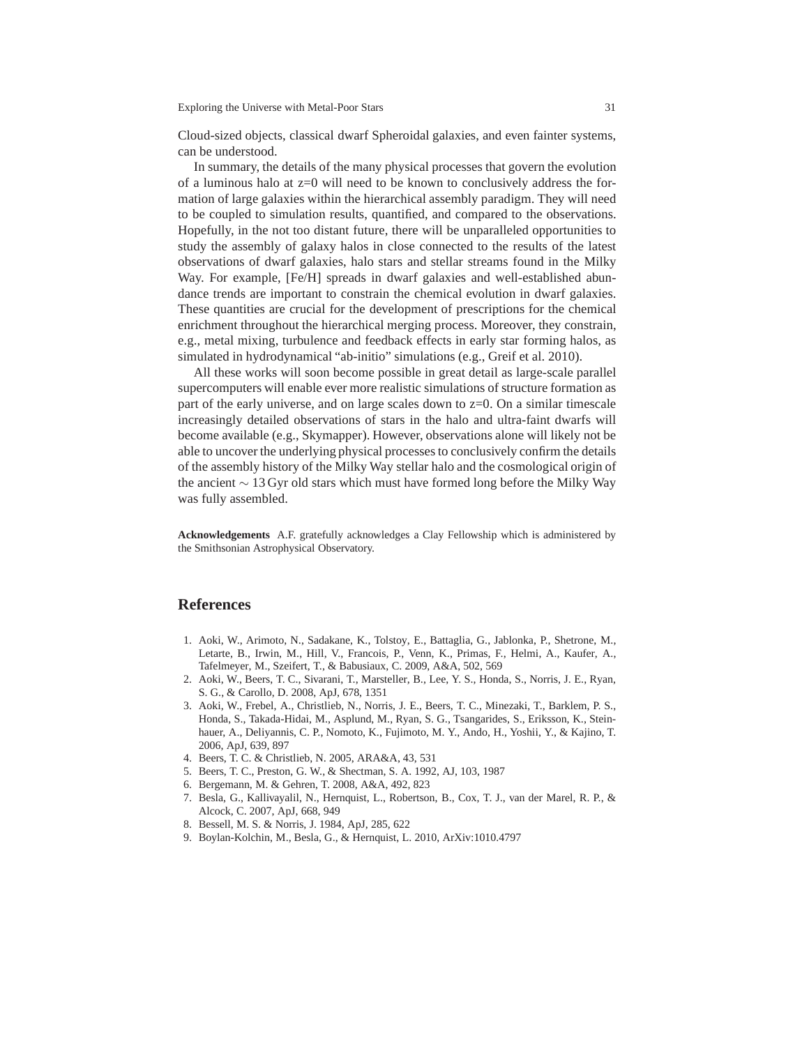Cloud-sized objects, classical dwarf Spheroidal galaxies, and even fainter systems, can be understood.

In summary, the details of the many physical processes that govern the evolution of a luminous halo at z=0 will need to be known to conclusively address the formation of large galaxies within the hierarchical assembly paradigm. They will need to be coupled to simulation results, quantified, and compared to the observations. Hopefully, in the not too distant future, there will be unparalleled opportunities to study the assembly of galaxy halos in close connected to the results of the latest observations of dwarf galaxies, halo stars and stellar streams found in the Milky Way. For example, [Fe/H] spreads in dwarf galaxies and well-established abundance trends are important to constrain the chemical evolution in dwarf galaxies. These quantities are crucial for the development of prescriptions for the chemical enrichment throughout the hierarchical merging process. Moreover, they constrain, e.g., metal mixing, turbulence and feedback effects in early star forming halos, as simulated in hydrodynamical "ab-initio" simulations (e.g., Greif et al. 2010).

All these works will soon become possible in great detail as large-scale parallel supercomputers will enable ever more realistic simulations of structure formation as part of the early universe, and on large scales down to z=0. On a similar timescale increasingly detailed observations of stars in the halo and ultra-faint dwarfs will become available (e.g., Skymapper). However, observations alone will likely not be able to uncover the underlying physical processes to conclusively confirm the details of the assembly history of the Milky Way stellar halo and the cosmological origin of the ancient $\sim 13$ Gyr old stars which must have formed long before the Milky Way was fully assembled.

**Acknowledgements** A.F. gratefully acknowledges a Clay Fellowship which is administered by the Smithsonian Astrophysical Observatory.

## References

1. Aoki, W., Arimoto, N., Sadakane, K., Tolstoy, E., Battaglia, G., Jablonka, P., Shetrone, M., Letarte, B., Irwin, M., Hill, V., Francois, P., Venn, K., Primas, F., Helmi, A., Kaufer, A., Tafelmeyer, M., Szeifert, T., & Babusiaux, C. 2009, A&A, 502, 569
2. Aoki, W., Beers, T. C., Sivarani, T., Marsteller, B., Lee, Y. S., Honda, S., Norris, J. E., Ryan, S. G., & Carollo, D. 2008, ApJ, 678, 1351
3. Aoki, W., Frebel, A., Christlieb, N., Norris, J. E., Beers, T. C., Minezaki, T., Barklem, P. S., Honda, S., Takada-Hidai, M., Asplund, M., Ryan, S. G., Tsangarides, S., Eriksson, K., Steinhauer, A., Deliyannis, C. P., Nomoto, K., Fujimoto, M. Y., Ando, H., Yoshii, Y., & Kajino, T. 2006, ApJ, 639, 897
4. Beers, T. C. & Christlieb, N. 2005, ARA&A, 43, 531
5. Beers, T. C., Preston, G. W., & Shectman, S. A. 1992, AJ, 103, 1987
6. Bergemann, M. & Gehren, T. 2008, A&A, 492, 823
7. Besla, G., Kallivayalil, N., Hernquist, L., Robertson, B., Cox, T. J., van der Marel, R. P., & Alcock, C. 2007, ApJ, 668, 949
8. Bessell, M. S. & Norris, J. 1984, ApJ, 285, 622
9. Boylan-Kolchin, M., Besla, G., & Hernquist, L. 2010, ArXiv:1010.4797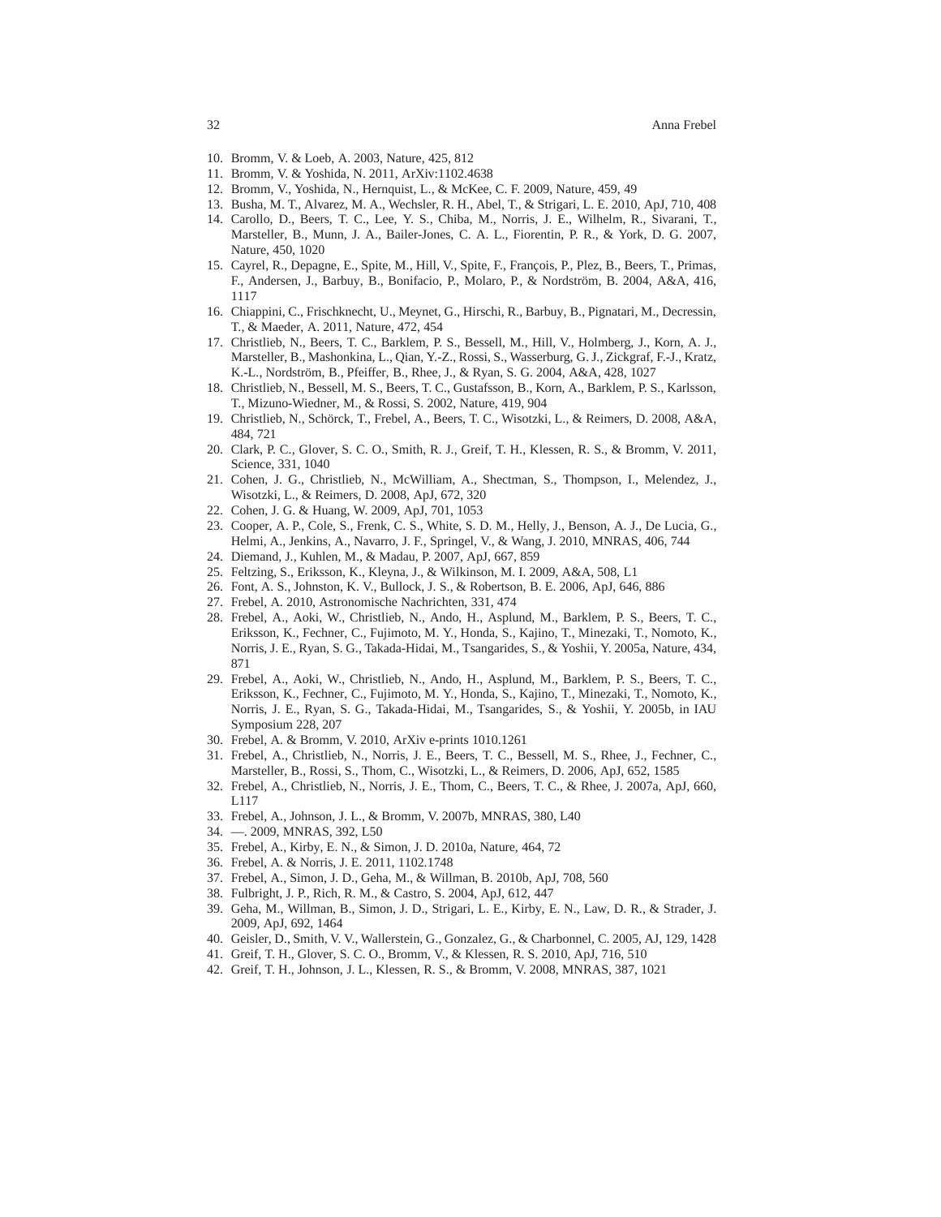10. Bromm, V. & Loeb, A. 2003, Nature, 425, 812
11. Bromm, V. & Yoshida, N. 2011, ArXiv:1102.4638
12. Bromm, V., Yoshida, N., Hernquist, L., & McKee, C. F. 2009, Nature, 459, 49
13. Busha, M. T., Alvarez, M. A., Wechsler, R. H., Abel, T., & Strigari, L. E. 2010, ApJ, 710, 408
14. Carollo, D., Beers, T. C., Lee, Y. S., Chiba, M., Norris, J. E., Wilhelm, R., Sivarani, T., Marsteller, B., Munn, J. A., Bailer-Jones, C. A. L., Fiorentin, P. R., & York, D. G. 2007, Nature, 450, 1020
15. Cayrel, R., Depagne, E., Spite, M., Hill, V., Spite, F., François, P., Plez, B., Beers, T., Primas, F., Andersen, J., Barbuy, B., Bonifacio, P., Molaro, P., & Nordström, B. 2004, A&A, 416, 1117
16. Chiappini, C., Frischknecht, U., Meynet, G., Hirschi, R., Barbuy, B., Pignatari, M., Decressin, T., & Maeder, A. 2011, Nature, 472, 454
17. Christlieb, N., Beers, T. C., Barklem, P. S., Bessell, M., Hill, V., Holmberg, J., Korn, A. J., Marsteller, B., Mashonkina, L., Qian, Y.-Z., Rossi, S., Wasserburg, G. J., Zickgraf, F.-J., Kratz, K.-L., Nordström, B., Pfeiffer, B., Rhee, J., & Ryan, S. G. 2004, A&A, 428, 1027
18. Christlieb, N., Bessell, M. S., Beers, T. C., Gustafsson, B., Korn, A., Barklem, P. S., Karlsson, T., Mizuno-Wiedner, M., & Rossi, S. 2002, Nature, 419, 904
19. Christlieb, N., Schörck, T., Frebel, A., Beers, T. C., Wisotzki, L., & Reimers, D. 2008, A&A, 484, 721
20. Clark, P. C., Glover, S. C. O., Smith, R. J., Greif, T. H., Klessen, R. S., & Bromm, V. 2011, Science, 331, 1040
21. Cohen, J. G., Christlieb, N., McWilliam, A., Shectman, S., Thompson, I., Melendez, J., Wisotzki, L., & Reimers, D. 2008, ApJ, 672, 320
22. Cohen, J. G. & Huang, W. 2009, ApJ, 701, 1053
23. Cooper, A. P., Cole, S., Frenk, C. S., White, S. D. M., Helly, J., Benson, A. J., De Lucia, G., Helmi, A., Jenkins, A., Navarro, J. F., Springel, V., & Wang, J. 2010, MNRAS, 406, 744
24. Diemand, J., Kuhlen, M., & Madau, P. 2007, ApJ, 667, 859
25. Feltzing, S., Eriksson, K., Kleyna, J., & Wilkinson, M. I. 2009, A&A, 508, L1
26. Font, A. S., Johnston, K. V., Bullock, J. S., & Robertson, B. E. 2006, ApJ, 646, 886
27. Frebel, A. 2010, Astronomische Nachrichten, 331, 474
28. Frebel, A., Aoki, W., Christlieb, N., Ando, H., Asplund, M., Barklem, P. S., Beers, T. C., Eriksson, K., Fechner, C., Fujimoto, M. Y., Honda, S., Kajino, T., Minezaki, T., Nomoto, K., Norris, J. E., Ryan, S. G., Takada-Hidai, M., Tsangarides, S., & Yoshii, Y. 2005a, Nature, 434, 871
29. Frebel, A., Aoki, W., Christlieb, N., Ando, H., Asplund, M., Barklem, P. S., Beers, T. C., Eriksson, K., Fechner, C., Fujimoto, M. Y., Honda, S., Kajino, T., Minezaki, T., Nomoto, K., Norris, J. E., Ryan, S. G., Takada-Hidai, M., Tsangarides, S., & Yoshii, Y. 2005b, in IAU Symposium 228, 207
30. Frebel, A. & Bromm, V. 2010, ArXiv e-prints 1010.1261
31. Frebel, A., Christlieb, N., Norris, J. E., Beers, T. C., Bessell, M. S., Rhee, J., Fechner, C., Marsteller, B., Rossi, S., Thom, C., Wisotzki, L., & Reimers, D. 2006, ApJ, 652, 1585
32. Frebel, A., Christlieb, N., Norris, J. E., Thom, C., Beers, T. C., & Rhee, J. 2007a, ApJ, 660, L117
33. Frebel, A., Johnson, J. L., & Bromm, V. 2007b, MNRAS, 380, L40
34. —. 2009, MNRAS, 392, L50
35. Frebel, A., Kirby, E. N., & Simon, J. D. 2010a, Nature, 464, 72
36. Frebel, A. & Norris, J. E. 2011, 1102.1748
37. Frebel, A., Simon, J. D., Geha, M., & Willman, B. 2010b, ApJ, 708, 560
38. Fulbright, J. P., Rich, R. M., & Castro, S. 2004, ApJ, 612, 447
39. Geha, M., Willman, B., Simon, J. D., Strigari, L. E., Kirby, E. N., Law, D. R., & Strader, J. 2009, ApJ, 692, 1464
40. Geisler, D., Smith, V. V., Wallerstein, G., Gonzalez, G., & Charbonnel, C. 2005, AJ, 129, 1428
41. Greif, T. H., Glover, S. C. O., Bromm, V., & Klessen, R. S. 2010, ApJ, 716, 510
42. Greif, T. H., Johnson, J. L., Klessen, R. S., & Bromm, V. 2008, MNRAS, 387, 1021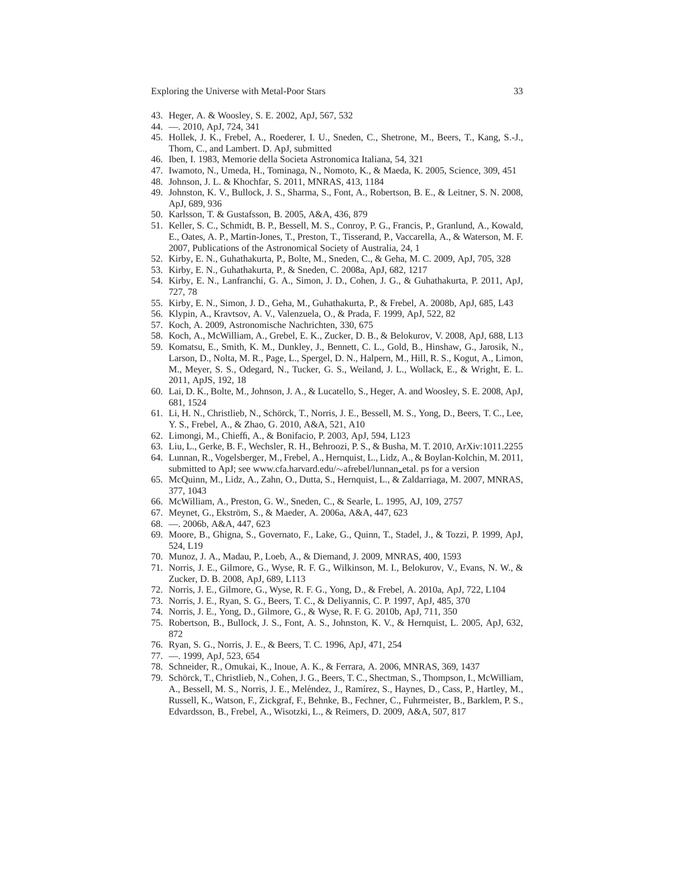43. Heger, A. & Woosley, S. E. 2002, ApJ, 567, 532
44. —. 2010, ApJ, 724, 341
45. Hollek, J. K., Frebel, A., Roederer, I. U., Sneden, C., Shetrone, M., Beers, T., Kang, S.-J., Thom, C., and Lambert. D. ApJ, submitted
46. Iben, I. 1983, Memorie della Societa Astronomica Italiana, 54, 321
47. Iwamoto, N., Umeda, H., Tominaga, N., Nomoto, K., & Maeda, K. 2005, Science, 309, 451
48. Johnson, J. L. & Khochfar, S. 2011, MNRAS, 413, 1184
49. Johnston, K. V., Bullock, J. S., Sharma, S., Font, A., Robertson, B. E., & Leitner, S. N. 2008, ApJ, 689, 936
50. Karlsson, T. & Gustafsson, B. 2005, A&A, 436, 879
51. Keller, S. C., Schmidt, B. P., Bessell, M. S., Conroy, P. G., Francis, P., Granlund, A., Kowald, E., Oates, A. P., Martin-Jones, T., Preston, T., Tisserand, P., Vaccarella, A., & Waterson, M. F. 2007, Publications of the Astronomical Society of Australia, 24, 1
52. Kirby, E. N., Guhathakurta, P., Bolte, M., Sneden, C., & Geha, M. C. 2009, ApJ, 705, 328
53. Kirby, E. N., Guhathakurta, P., & Sneden, C. 2008a, ApJ, 682, 1217
54. Kirby, E. N., Lanfranchi, G. A., Simon, J. D., Cohen, J. G., & Guhathakurta, P. 2011, ApJ, 727, 78
55. Kirby, E. N., Simon, J. D., Geha, M., Guhathakurta, P., & Frebel, A. 2008b, ApJ, 685, L43
56. Klypin, A., Kravtsov, A. V., Valenzuela, O., & Prada, F. 1999, ApJ, 522, 82
57. Koch, A. 2009, Astronomische Nachrichten, 330, 675
58. Koch, A., McWilliam, A., Grebel, E. K., Zucker, D. B., & Belokurov, V. 2008, ApJ, 688, L13
59. Komatsu, E., Smith, K. M., Dunkley, J., Bennett, C. L., Gold, B., Hinshaw, G., Jarosik, N., Larson, D., Nolta, M. R., Page, L., Spergel, D. N., Halpern, M., Hill, R. S., Kogut, A., Limon, M., Meyer, S. S., Odegard, N., Tucker, G. S., Weiland, J. L., Wollack, E., & Wright, E. L. 2011, ApJS, 192, 18
60. Lai, D. K., Bolte, M., Johnson, J. A., & Lucatello, S., Heger, A. and Woosley, S. E. 2008, ApJ, 681, 1524
61. Li, H. N., Christlieb, N., Schörck, T., Norris, J. E., Bessell, M. S., Yong, D., Beers, T. C., Lee, Y. S., Frebel, A., & Zhao, G. 2010, A&A, 521, A10
62. Limongi, M., Chieffi, A., & Bonifacio, P. 2003, ApJ, 594, L123
63. Liu, L., Gerke, B. F., Wechsler, R. H., Behroozi, P. S., & Busha, M. T. 2010, ArXiv:1011.2255
64. Lunnan, R., Vogelsberger, M., Frebel, A., Hernquist, L., Lidz, A., & Boylan-Kolchin, M. 2011, submitted to ApJ; see www.cfa.harvard.edu/∼afrebel/lunnan_etal. ps for a version
65. McQuinn, M., Lidz, A., Zahn, O., Dutta, S., Hernquist, L., & Zaldarriaga, M. 2007, MNRAS, 377, 1043
66. McWilliam, A., Preston, G. W., Sneden, C., & Searle, L. 1995, AJ, 109, 2757
67. Meynet, G., Ekström, S., & Maeder, A. 2006a, A&A, 447, 623
68. —. 2006b, A&A, 447, 623
69. Moore, B., Ghigna, S., Governato, F., Lake, G., Quinn, T., Stadel, J., & Tozzi, P. 1999, ApJ, 524, L19
70. Munoz, J. A., Madau, P., Loeb, A., & Diemand, J. 2009, MNRAS, 400, 1593
71. Norris, J. E., Gilmore, G., Wyse, R. F. G., Wilkinson, M. I., Belokurov, V., Evans, N. W., & Zucker, D. B. 2008, ApJ, 689, L113
72. Norris, J. E., Gilmore, G., Wyse, R. F. G., Yong, D., & Frebel, A. 2010a, ApJ, 722, L104
73. Norris, J. E., Ryan, S. G., Beers, T. C., & Deliyannis, C. P. 1997, ApJ, 485, 370
74. Norris, J. E., Yong, D., Gilmore, G., & Wyse, R. F. G. 2010b, ApJ, 711, 350
75. Robertson, B., Bullock, J. S., Font, A. S., Johnston, K. V., & Hernquist, L. 2005, ApJ, 632, 872
76. Ryan, S. G., Norris, J. E., & Beers, T. C. 1996, ApJ, 471, 254
77. —. 1999, ApJ, 523, 654
78. Schneider, R., Omukai, K., Inoue, A. K., & Ferrara, A. 2006, MNRAS, 369, 1437
79. Schörck, T., Christlieb, N., Cohen, J. G., Beers, T. C., Shectman, S., Thompson, I., McWilliam, A., Bessell, M. S., Norris, J. E., Meléndez, J., Ramírez, S., Haynes, D., Cass, P., Hartley, M., Russell, K., Watson, F., Zickgraf, F., Behnke, B., Fechner, C., Fuhrmeister, B., Barklem, P. S., Edvardsson, B., Frebel, A., Wisotzki, L., & Reimers, D. 2009, A&A, 507, 817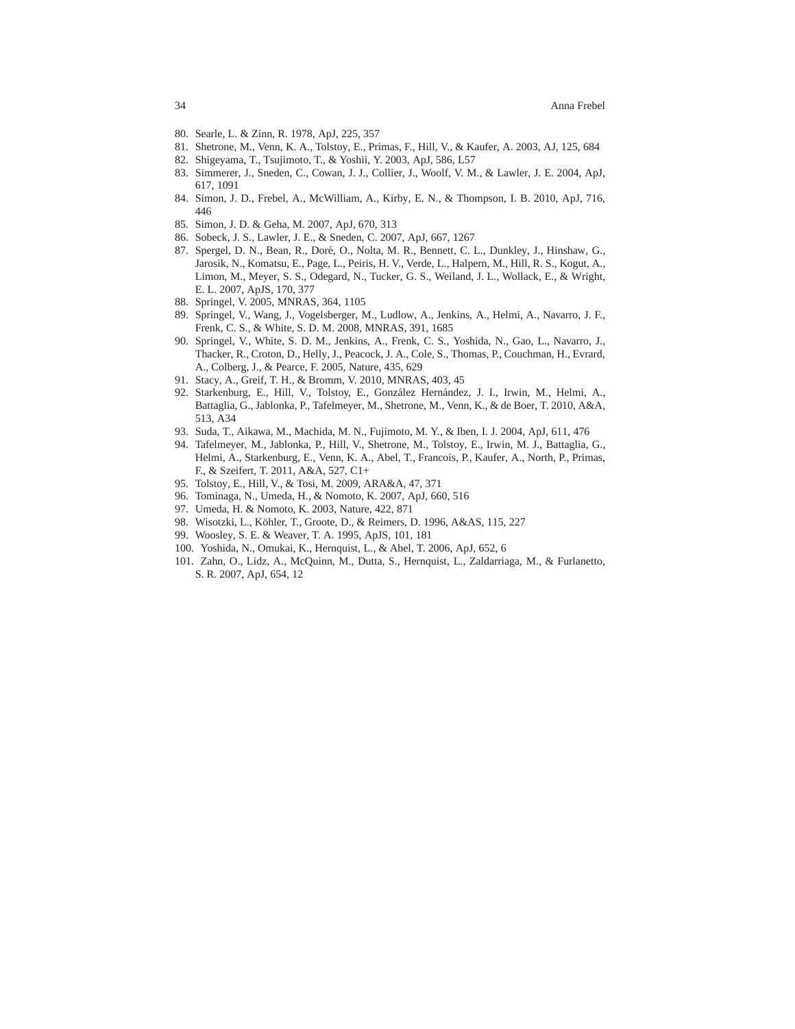80. Searle, L. & Zinn, R. 1978, ApJ, 225, 357
81. Shetrone, M., Venn, K. A., Tolstoy, E., Primas, F., Hill, V., & Kaufer, A. 2003, AJ, 125, 684
82. Shigeyama, T., Tsujimoto, T., & Yoshii, Y. 2003, ApJ, 586, L57
83. Simmerer, J., Sneden, C., Cowan, J. J., Collier, J., Woolf, V. M., & Lawler, J. E. 2004, ApJ, 617, 1091
84. Simon, J. D., Frebel, A., McWilliam, A., Kirby, E. N., & Thompson, I. B. 2010, ApJ, 716, 446
85. Simon, J. D. & Geha, M. 2007, ApJ, 670, 313
86. Sobeck, J. S., Lawler, J. E., & Sneden, C. 2007, ApJ, 667, 1267
87. Spergel, D. N., Bean, R., Doré, O., Nolta, M. R., Bennett, C. L., Dunkley, J., Hinshaw, G., Jarosik, N., Komatsu, E., Page, L., Peiris, H. V., Verde, L., Halpern, M., Hill, R. S., Kogut, A., Limon, M., Meyer, S. S., Odegard, N., Tucker, G. S., Weiland, J. L., Wollack, E., & Wright, E. L. 2007, ApJS, 170, 377
88. Springel, V. 2005, MNRAS, 364, 1105
89. Springel, V., Wang, J., Vogelsberger, M., Ludlow, A., Jenkins, A., Helmi, A., Navarro, J. F., Frenk, C. S., & White, S. D. M. 2008, MNRAS, 391, 1685
90. Springel, V., White, S. D. M., Jenkins, A., Frenk, C. S., Yoshida, N., Gao, L., Navarro, J., Thacker, R., Croton, D., Helly, J., Peacock, J. A., Cole, S., Thomas, P., Couchman, H., Evrard, A., Colberg, J., & Pearce, F. 2005, Nature, 435, 629
91. Stacy, A., Greif, T. H., & Bromm, V. 2010, MNRAS, 403, 45
92. Starkenburg, E., Hill, V., Tolstoy, E., González Hernández, J. I., Irwin, M., Helmi, A., Battaglia, G., Jablonka, P., Tafelmeyer, M., Shetrone, M., Venn, K., & de Boer, T. 2010, A&A, 513, A34
93. Suda, T., Aikawa, M., Machida, M. N., Fujimoto, M. Y., & Iben, I. J. 2004, ApJ, 611, 476
94. Tafelmeyer, M., Jablonka, P., Hill, V., Shetrone, M., Tolstoy, E., Irwin, M. J., Battaglia, G., Helmi, A., Starkenburg, E., Venn, K. A., Abel, T., Francois, P., Kaufer, A., North, P., Primas, F., & Szeifert, T. 2011, A&A, 527, C1+
95. Tolstoy, E., Hill, V., & Tosi, M. 2009, ARA&A, 47, 371
96. Tominaga, N., Umeda, H., & Nomoto, K. 2007, ApJ, 660, 516
97. Umeda, H. & Nomoto, K. 2003, Nature, 422, 871
98. Wisotzki, L., Köhler, T., Groote, D., & Reimers, D. 1996, A&AS, 115, 227
99. Woosley, S. E. & Weaver, T. A. 1995, ApJS, 101, 181
100. Yoshida, N., Omukai, K., Hernquist, L., & Abel, T. 2006, ApJ, 652, 6
101. Zahn, O., Lidz, A., McQuinn, M., Dutta, S., Hernquist, L., Zaldarriaga, M., & Furlanetto, S. R. 2007, ApJ, 654, 12